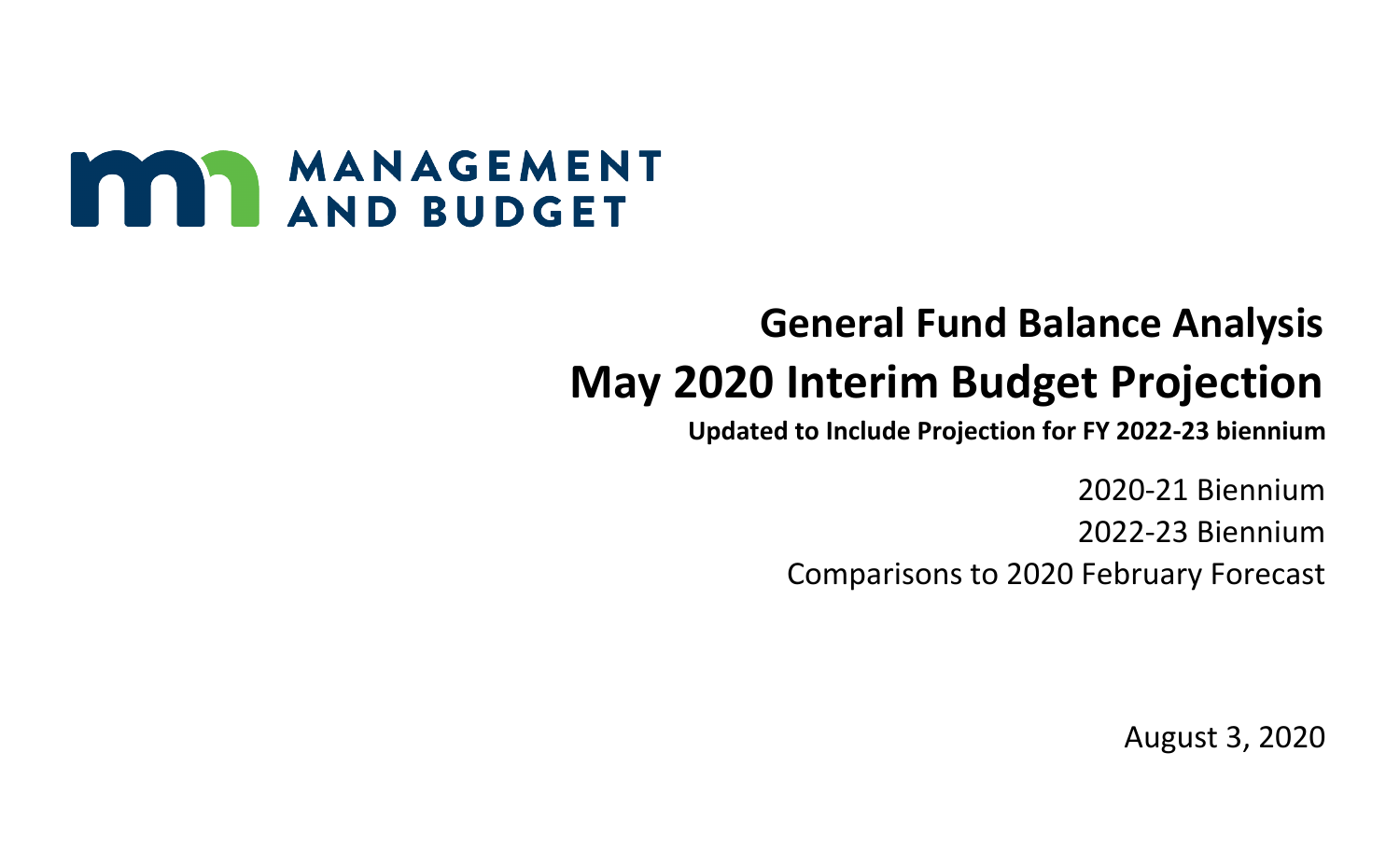MANAGEMENT AND BUDGET

# General Fund Balance Analysis

# May 2020 Interim Budget Projection

**Updated to Include Projection for FY 2022-23 biennium**

2020-21 Biennium

2022-23 Biennium

Comparisons to 2020 February Forecast

August 3, 2020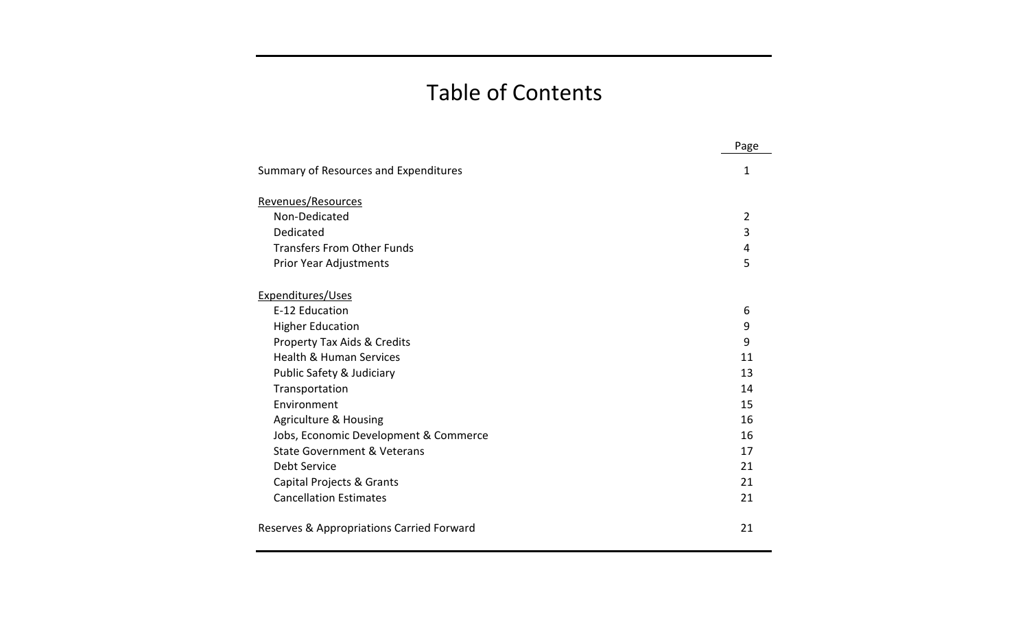# Table of Contents

| | Page |
|---|---|
| Summary of Resources and Expenditures | 1 |
| Revenues/Resources | |
| Non-Dedicated | 2 |
| Dedicated | 3 |
| Transfers From Other Funds | 4 |
| Prior Year Adjustments | 5 |
| Expenditures/Uses | |
| E-12 Education | 6 |
| Higher Education | 9 |
| Property Tax Aids & Credits | 9 |
| Health & Human Services | 11 |
| Public Safety & Judiciary | 13 |
| Transportation | 14 |
| Environment | 15 |
| Agriculture & Housing | 16 |
| Jobs, Economic Development & Commerce | 16 |
| State Government & Veterans | 17 |
| Debt Service | 21 |
| Capital Projects & Grants | 21 |
| Cancellation Estimates | 21 |
| Reserves & Appropriations Carried Forward | 21 |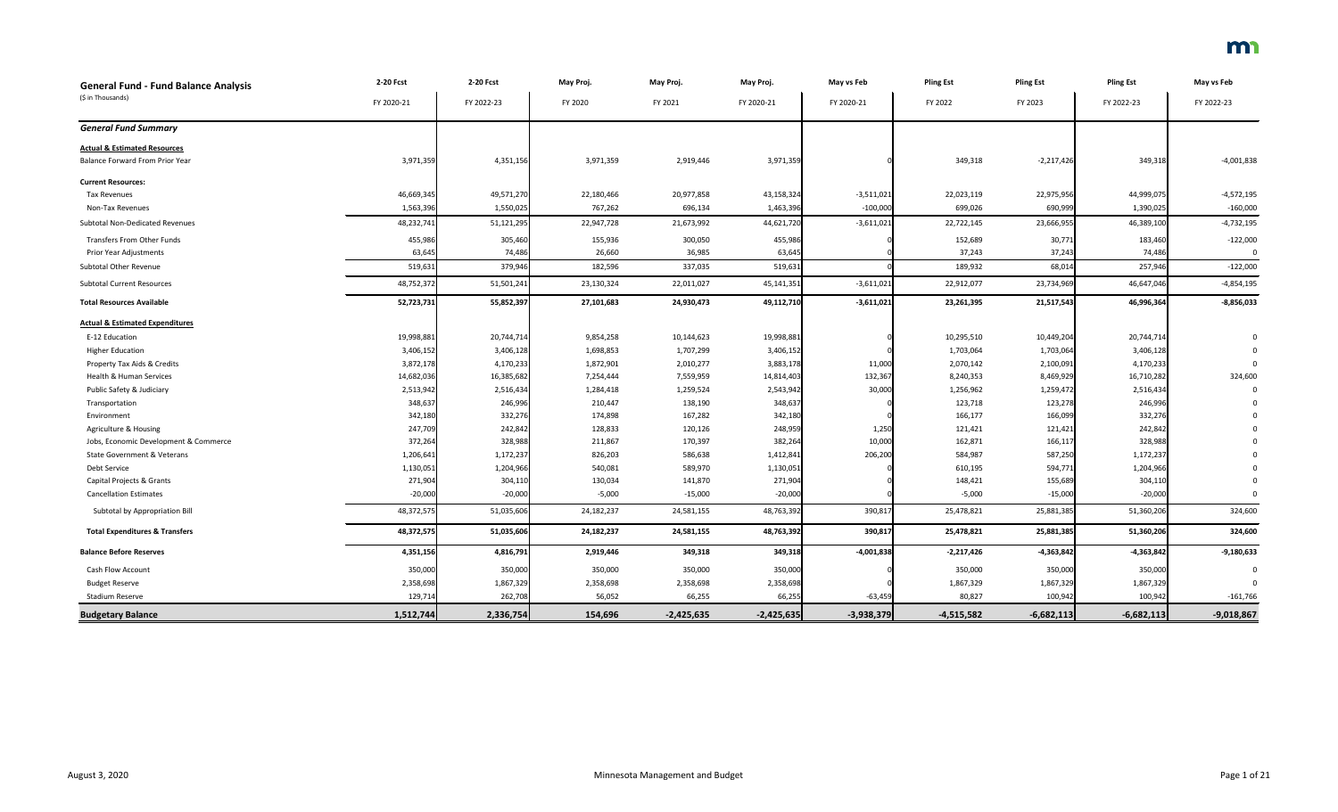# General Fund - Fund Balance Analysis

($ in Thousands)

| | 2-20 Fcst | 2-20 Fcst | May Proj. | May Proj. | May Proj. | May vs Feb | Pling Est | Pling Est | Pling Est | May vs Feb |
|---|---|---|---|---|---|---|---|---|---|---|
| | FY 2020-21 | FY 2022-23 | FY 2020 | FY 2021 | FY 2020-21 | FY 2020-21 | FY 2022 | FY 2023 | FY 2022-23 | FY 2022-23 |
| ***General Fund Summary*** | | | | | | | | | | |
| **Actual & Estimated Resources** | | | | | | | | | | |
| Balance Forward From Prior Year | 3,971,359 | 4,351,156 | 3,971,359 | 2,919,446 | 3,971,359 | 0 | 349,318 | -2,217,426 | 349,318 | -4,001,838 |
| **Current Resources:** | | | | | | | | | | |
| Tax Revenues | 46,669,345 | 49,571,270 | 22,180,466 | 20,977,858 | 43,158,324 | -3,511,021 | 22,023,119 | 22,975,956 | 44,999,075 | -4,572,195 |
| Non-Tax Revenues | 1,563,396 | 1,550,025 | 767,262 | 696,134 | 1,463,396 | -100,000 | 699,026 | 690,999 | 1,390,025 | -160,000 |
| Subtotal Non-Dedicated Revenues | 48,232,741 | 51,121,295 | 22,947,728 | 21,673,992 | 44,621,720 | -3,611,021 | 22,722,145 | 23,666,955 | 46,389,100 | -4,732,195 |
| Transfers From Other Funds | 455,986 | 305,460 | 155,936 | 300,050 | 455,986 | 0 | 152,689 | 30,771 | 183,460 | -122,000 |
| Prior Year Adjustments | 63,645 | 74,486 | 26,660 | 36,985 | 63,645 | 0 | 37,243 | 37,243 | 74,486 | 0 |
| Subtotal Other Revenue | 519,631 | 379,946 | 182,596 | 337,035 | 519,631 | 0 | 189,932 | 68,014 | 257,946 | -122,000 |
| Subtotal Current Resources | 48,752,372 | 51,501,241 | 23,130,324 | 22,011,027 | 45,141,351 | -3,611,021 | 22,912,077 | 23,734,969 | 46,647,046 | -4,854,195 |
| **Total Resources Available** | **52,723,731** | **55,852,397** | **27,101,683** | **24,930,473** | **49,112,710** | **-3,611,021** | **23,261,395** | **21,517,543** | **46,996,364** | **-8,856,033** |
| **Actual & Estimated Expenditures** | | | | | | | | | | |
| E-12 Education | 19,998,881 | 20,744,714 | 9,854,258 | 10,144,623 | 19,998,881 | 0 | 10,295,510 | 10,449,204 | 20,744,714 | 0 |
| Higher Education | 3,406,152 | 3,406,128 | 1,698,853 | 1,707,299 | 3,406,152 | 0 | 1,703,064 | 1,703,064 | 3,406,128 | 0 |
| Property Tax Aids & Credits | 3,872,178 | 4,170,233 | 1,872,901 | 2,010,277 | 3,883,178 | 11,000 | 2,070,142 | 2,100,091 | 4,170,233 | 0 |
| Health & Human Services | 14,682,036 | 16,385,682 | 7,254,444 | 7,559,959 | 14,814,403 | 132,367 | 8,240,353 | 8,469,929 | 16,710,282 | 324,600 |
| Public Safety & Judiciary | 2,513,942 | 2,516,434 | 1,284,418 | 1,259,524 | 2,543,942 | 30,000 | 1,256,962 | 1,259,472 | 2,516,434 | 0 |
| Transportation | 348,637 | 246,996 | 210,447 | 138,190 | 348,637 | 0 | 123,718 | 123,278 | 246,996 | 0 |
| Environment | 342,180 | 332,276 | 174,898 | 167,282 | 342,180 | 0 | 166,177 | 166,099 | 332,276 | 0 |
| Agriculture & Housing | 247,709 | 242,842 | 128,833 | 120,126 | 248,959 | 1,250 | 121,421 | 121,421 | 242,842 | 0 |
| Jobs, Economic Development & Commerce | 372,264 | 328,988 | 211,867 | 170,397 | 382,264 | 10,000 | 162,871 | 166,117 | 328,988 | 0 |
| State Government & Veterans | 1,206,641 | 1,172,237 | 826,203 | 586,638 | 1,412,841 | 206,200 | 584,987 | 587,250 | 1,172,237 | 0 |
| Debt Service | 1,130,051 | 1,204,966 | 540,081 | 589,970 | 1,130,051 | 0 | 610,195 | 594,771 | 1,204,966 | 0 |
| Capital Projects & Grants | 271,904 | 304,110 | 130,034 | 141,870 | 271,904 | 0 | 148,421 | 155,689 | 304,110 | 0 |
| Cancellation Estimates | -20,000 | -20,000 | -5,000 | -15,000 | -20,000 | 0 | -5,000 | -15,000 | -20,000 | 0 |
| Subtotal by Appropriation Bill | 48,372,575 | 51,035,606 | 24,182,237 | 24,581,155 | 48,763,392 | 390,817 | 25,478,821 | 25,881,385 | 51,360,206 | 324,600 |
| **Total Expenditures & Transfers** | **48,372,575** | **51,035,606** | **24,182,237** | **24,581,155** | **48,763,392** | **390,817** | **25,478,821** | **25,881,385** | **51,360,206** | **324,600** |
| **Balance Before Reserves** | **4,351,156** | **4,816,791** | **2,919,446** | **349,318** | **349,318** | **-4,001,838** | **-2,217,426** | **-4,363,842** | **-4,363,842** | **-9,180,633** |
| Cash Flow Account | 350,000 | 350,000 | 350,000 | 350,000 | 350,000 | 0 | 350,000 | 350,000 | 350,000 | 0 |
| Budget Reserve | 2,358,698 | 1,867,329 | 2,358,698 | 2,358,698 | 2,358,698 | 0 | 1,867,329 | 1,867,329 | 1,867,329 | 0 |
| Stadium Reserve | 129,714 | 262,708 | 56,052 | 66,255 | 66,255 | -63,459 | 80,827 | 100,942 | 100,942 | -161,766 |
| **Budgetary Balance** | **1,512,744** | **2,336,754** | **154,696** | **-2,425,635** | **-2,425,635** | **-3,938,379** | **-4,515,582** | **-6,682,113** | **-6,682,113** | **-9,018,867** |

August 3, 2020 — Minnesota Management and Budget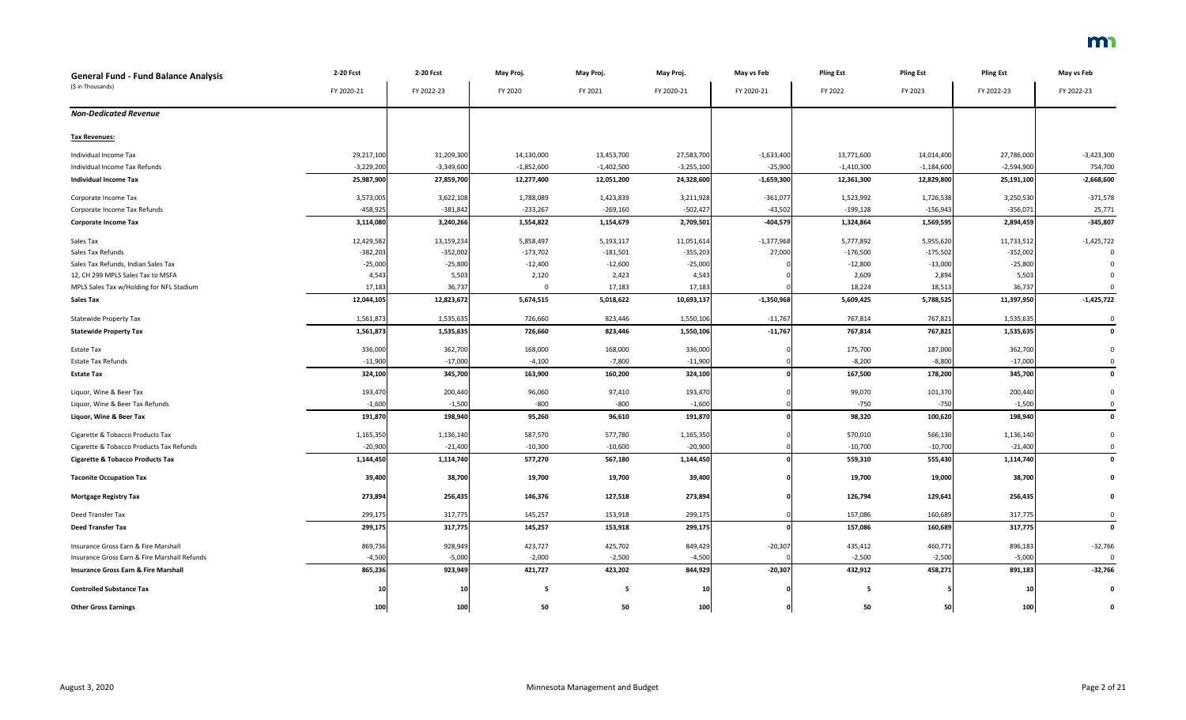| General Fund - Fund Balance Analysis<br>($ in Thousands) | 2-20 Fcst<br>FY 2020-21 | 2-20 Fcst<br>FY 2022-23 | May Proj.<br>FY 2020 | May Proj.<br>FY 2021 | May Proj.<br>FY 2020-21 | May vs Feb<br>FY 2020-21 | Pling Est<br>FY 2022 | Pling Est<br>FY 2023 | Pling Est<br>FY 2022-23 | May vs Feb<br>FY 2022-23 |
|---|---|---|---|---|---|---|---|---|---|---|
| ***Non-Dedicated Revenue*** | | | | | | | | | | |
| **Tax Revenues:** | | | | | | | | | | |
| Individual Income Tax | 29,217,100 | 31,209,300 | 14,130,000 | 13,453,700 | 27,583,700 | -1,633,400 | 13,771,600 | 14,014,400 | 27,786,000 | -3,423,300 |
| Individual Income Tax Refunds | -3,229,200 | -3,349,600 | -1,852,600 | -1,402,500 | -3,255,100 | -25,900 | -1,410,300 | -1,184,600 | -2,594,900 | 754,700 |
| **Individual Income Tax** | **25,987,900** | **27,859,700** | **12,277,400** | **12,051,200** | **24,328,600** | **-1,659,300** | **12,361,300** | **12,829,800** | **25,191,100** | **-2,668,600** |
| Corporate Income Tax | 3,573,005 | 3,622,108 | 1,788,089 | 1,423,839 | 3,211,928 | -361,077 | 1,523,992 | 1,726,538 | 3,250,530 | -371,578 |
| Corporate Income Tax Refunds | -458,925 | -381,842 | -233,267 | -269,160 | -502,427 | -43,502 | -199,128 | -156,943 | -356,071 | 25,771 |
| **Corporate Income Tax** | **3,114,080** | **3,240,266** | **1,554,822** | **1,154,679** | **2,709,501** | **-404,579** | **1,324,864** | **1,569,595** | **2,894,459** | **-345,807** |
| Sales Tax | 12,429,582 | 13,159,234 | 5,858,497 | 5,193,117 | 11,051,614 | -1,377,968 | 5,777,892 | 5,955,620 | 11,733,512 | -1,425,722 |
| Sales Tax Refunds | -382,203 | -352,002 | -173,702 | -181,501 | -355,203 | 27,000 | -176,500 | -175,502 | -352,002 | 0 |
| Sales Tax Refunds, Indian Sales Tax | -25,000 | -25,800 | -12,400 | -12,600 | -25,000 | 0 | -12,800 | -13,000 | -25,800 | 0 |
| 12, CH 299 MPLS Sales Tax to MSFA | 4,543 | 5,503 | 2,120 | 2,423 | 4,543 | 0 | 2,609 | 2,894 | 5,503 | 0 |
| MPLS Sales Tax w/Holding for NFL Stadium | 17,183 | 36,737 | 0 | 17,183 | 17,183 | 0 | 18,224 | 18,513 | 36,737 | 0 |
| **Sales Tax** | **12,044,105** | **12,823,672** | **5,674,515** | **5,018,622** | **10,693,137** | **-1,350,968** | **5,609,425** | **5,788,525** | **11,397,950** | **-1,425,722** |
| Statewide Property Tax | 1,561,873 | 1,535,635 | 726,660 | 823,446 | 1,550,106 | -11,767 | 767,814 | 767,821 | 1,535,635 | 0 |
| **Statewide Property Tax** | **1,561,873** | **1,535,635** | **726,660** | **823,446** | **1,550,106** | **-11,767** | **767,814** | **767,821** | **1,535,635** | **0** |
| Estate Tax | 336,000 | 362,700 | 168,000 | 168,000 | 336,000 | 0 | 175,700 | 187,000 | 362,700 | 0 |
| Estate Tax Refunds | -11,900 | -17,000 | -4,100 | -7,800 | -11,900 | 0 | -8,200 | -8,800 | -17,000 | 0 |
| **Estate Tax** | **324,100** | **345,700** | **163,900** | **160,200** | **324,100** | **0** | **167,500** | **178,200** | **345,700** | **0** |
| Liquor, Wine & Beer Tax | 193,470 | 200,440 | 96,060 | 97,410 | 193,470 | 0 | 99,070 | 101,370 | 200,440 | 0 |
| Liquor, Wine & Beer Tax Refunds | -1,600 | -1,500 | -800 | -800 | -1,600 | 0 | -750 | -750 | -1,500 | 0 |
| **Liquor, Wine & Beer Tax** | **191,870** | **198,940** | **95,260** | **96,610** | **191,870** | **0** | **98,320** | **100,620** | **198,940** | **0** |
| Cigarette & Tobacco Products Tax | 1,165,350 | 1,136,140 | 587,570 | 577,780 | 1,165,350 | 0 | 570,010 | 566,130 | 1,136,140 | 0 |
| Cigarette & Tobacco Products Tax Refunds | -20,900 | -21,400 | -10,300 | -10,600 | -20,900 | 0 | -10,700 | -10,700 | -21,400 | 0 |
| **Cigarette & Tobacco Products Tax** | **1,144,450** | **1,114,740** | **577,270** | **567,180** | **1,144,450** | **0** | **559,310** | **555,430** | **1,114,740** | **0** |
| **Taconite Occupation Tax** | **39,400** | **38,700** | **19,700** | **19,700** | **39,400** | **0** | **19,700** | **19,000** | **38,700** | **0** |
| **Mortgage Registry Tax** | **273,894** | **256,435** | **146,376** | **127,518** | **273,894** | **0** | **126,794** | **129,641** | **256,435** | **0** |
| Deed Transfer Tax | 299,175 | 317,775 | 145,257 | 153,918 | 299,175 | 0 | 157,086 | 160,689 | 317,775 | 0 |
| **Deed Transfer Tax** | **299,175** | **317,775** | **145,257** | **153,918** | **299,175** | **0** | **157,086** | **160,689** | **317,775** | **0** |
| Insurance Gross Earn & Fire Marshall | 869,736 | 928,949 | 423,727 | 425,702 | 849,429 | -20,307 | 435,412 | 460,771 | 896,183 | -32,766 |
| Insurance Gross Earn & Fire Marshall Refunds | -4,500 | -5,000 | -2,000 | -2,500 | -4,500 | 0 | -2,500 | -2,500 | -5,000 | 0 |
| **Insurance Gross Earn & Fire Marshall** | **865,236** | **923,949** | **421,727** | **423,202** | **844,929** | **-20,307** | **432,912** | **458,271** | **891,183** | **-32,766** |
| **Controlled Substance Tax** | **10** | **10** | **5** | **5** | **10** | **0** | **5** | **5** | **10** | **0** |
| **Other Gross Earnings** | **100** | **100** | **50** | **50** | **100** | **0** | **50** | **50** | **100** | **0** |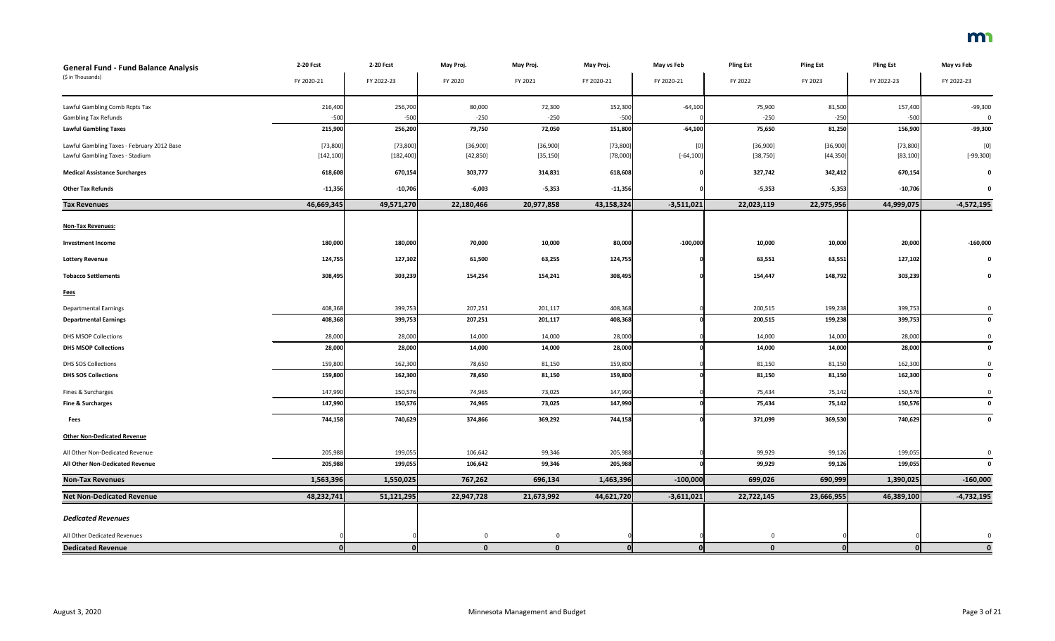| General Fund - Fund Balance Analysis | 2-20 Fcst | 2-20 Fcst | May Proj. | May Proj. | May Proj. | May vs Feb | Pling Est | Pling Est | Pling Est | May vs Feb |
|---|---|---|---|---|---|---|---|---|---|---|
| ($ in Thousands) | FY 2020-21 | FY 2022-23 | FY 2020 | FY 2021 | FY 2020-21 | FY 2020-21 | FY 2022 | FY 2023 | FY 2022-23 | FY 2022-23 |
| Lawful Gambling Comb Rcpts Tax | 216,400 | 256,700 | 80,000 | 72,300 | 152,300 | -64,100 | 75,900 | 81,500 | 157,400 | -99,300 |
| Gambling Tax Refunds | -500 | -500 | -250 | -250 | -500 | 0 | -250 | -250 | -500 | 0 |
| **Lawful Gambling Taxes** | **215,900** | **256,200** | **79,750** | **72,050** | **151,800** | **-64,100** | **75,650** | **81,250** | **156,900** | **-99,300** |
| Lawful Gambling Taxes - February 2012 Base | [73,800] | [73,800] | [36,900] | [36,900] | [73,800] | [0] | [36,900] | [36,900] | [73,800] | [0] |
| Lawful Gambling Taxes - Stadium | [142,100] | [182,400] | [42,850] | [35,150] | [78,000] | [-64,100] | [38,750] | [44,350] | [83,100] | [-99,300] |
| **Medical Assistance Surcharges** | **618,608** | **670,154** | **303,777** | **314,831** | **618,608** | **0** | **327,742** | **342,412** | **670,154** | **0** |
| **Other Tax Refunds** | **-11,356** | **-10,706** | **-6,003** | **-5,353** | **-11,356** | **0** | **-5,353** | **-5,353** | **-10,706** | **0** |
| **Tax Revenues** | **46,669,345** | **49,571,270** | **22,180,466** | **20,977,858** | **43,158,324** | **-3,511,021** | **22,023,119** | **22,975,956** | **44,999,075** | **-4,572,195** |
| **Non-Tax Revenues:** | | | | | | | | | | |
| **Investment Income** | **180,000** | **180,000** | **70,000** | **10,000** | **80,000** | **-100,000** | **10,000** | **10,000** | **20,000** | **-160,000** |
| **Lottery Revenue** | **124,755** | **127,102** | **61,500** | **63,255** | **124,755** | **0** | **63,551** | **63,551** | **127,102** | **0** |
| **Tobacco Settlements** | **308,495** | **303,239** | **154,254** | **154,241** | **308,495** | **0** | **154,447** | **148,792** | **303,239** | **0** |
| **Fees** | | | | | | | | | | |
| Departmental Earnings | 408,368 | 399,753 | 207,251 | 201,117 | 408,368 | 0 | 200,515 | 199,238 | 399,753 | 0 |
| **Departmental Earnings** | **408,368** | **399,753** | **207,251** | **201,117** | **408,368** | **0** | **200,515** | **199,238** | **399,753** | **0** |
| DHS MSOP Collections | 28,000 | 28,000 | 14,000 | 14,000 | 28,000 | 0 | 14,000 | 14,000 | 28,000 | 0 |
| **DHS MSOP Collections** | **28,000** | **28,000** | **14,000** | **14,000** | **28,000** | **0** | **14,000** | **14,000** | **28,000** | **0** |
| DHS SOS Collections | 159,800 | 162,300 | 78,650 | 81,150 | 159,800 | 0 | 81,150 | 81,150 | 162,300 | 0 |
| **DHS SOS Collections** | **159,800** | **162,300** | **78,650** | **81,150** | **159,800** | **0** | **81,150** | **81,150** | **162,300** | **0** |
| Fines & Surcharges | 147,990 | 150,576 | 74,965 | 73,025 | 147,990 | 0 | 75,434 | 75,142 | 150,576 | 0 |
| **Fine & Surcharges** | **147,990** | **150,576** | **74,965** | **73,025** | **147,990** | **0** | **75,434** | **75,142** | **150,576** | **0** |
| **Fees** | **744,158** | **740,629** | **374,866** | **369,292** | **744,158** | **0** | **371,099** | **369,530** | **740,629** | **0** |
| **Other Non-Dedicated Revenue** | | | | | | | | | | |
| All Other Non-Dedicated Revenue | 205,988 | 199,055 | 106,642 | 99,346 | 205,988 | 0 | 99,929 | 99,126 | 199,055 | 0 |
| **All Other Non-Dedicated Revenue** | **205,988** | **199,055** | **106,642** | **99,346** | **205,988** | **0** | **99,929** | **99,126** | **199,055** | **0** |
| **Non-Tax Revenues** | **1,563,396** | **1,550,025** | **767,262** | **696,134** | **1,463,396** | **-100,000** | **699,026** | **690,999** | **1,390,025** | **-160,000** |
| **Net Non-Dedicated Revenue** | **48,232,741** | **51,121,295** | **22,947,728** | **21,673,992** | **44,621,720** | **-3,611,021** | **22,722,145** | **23,666,955** | **46,389,100** | **-4,732,195** |
| ***Dedicated Revenues*** | | | | | | | | | | |
| All Other Dedicated Revenues | 0 | 0 | 0 | 0 | 0 | 0 | 0 | 0 | 0 | 0 |
| **Dedicated Revenue** | **0** | **0** | **0** | **0** | **0** | **0** | **0** | **0** | **0** | **0** |

August 3, 2020 — Minnesota Management and Budget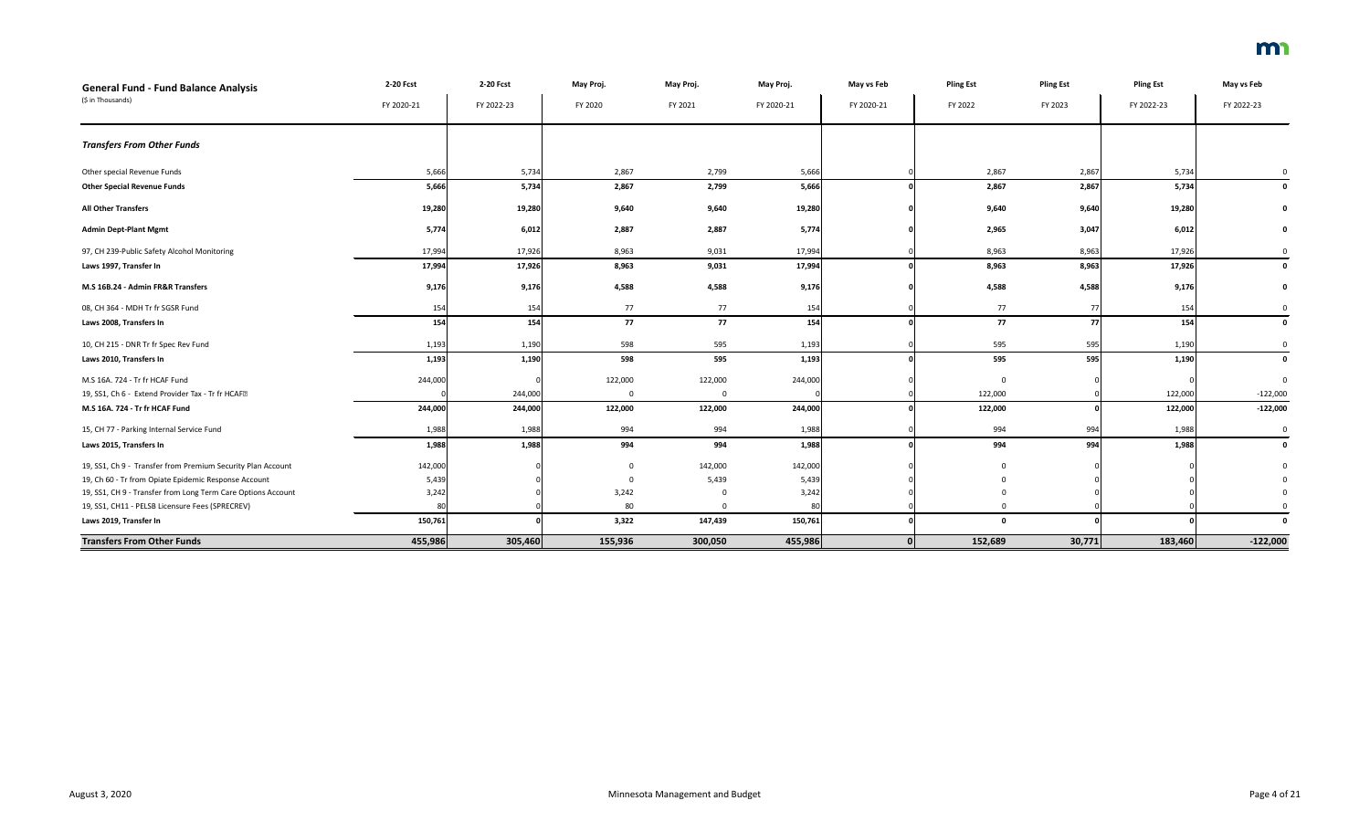| General Fund - Fund Balance Analysis<br>($ in Thousands) | 2-20 Fcst<br>FY 2020-21 | 2-20 Fcst<br>FY 2022-23 | May Proj.<br>FY 2020 | May Proj.<br>FY 2021 | May Proj.<br>FY 2020-21 | May vs Feb<br>FY 2020-21 | Pling Est<br>FY 2022 | Pling Est<br>FY 2023 | Pling Est<br>FY 2022-23 | May vs Feb<br>FY 2022-23 |
|---|---|---|---|---|---|---|---|---|---|---|
| ***Transfers From Other Funds*** | | | | | | | | | | |
| Other special Revenue Funds | 5,666 | 5,734 | 2,867 | 2,799 | 5,666 | 0 | 2,867 | 2,867 | 5,734 | 0 |
| **Other Special Revenue Funds** | **5,666** | **5,734** | **2,867** | **2,799** | **5,666** | **0** | **2,867** | **2,867** | **5,734** | **0** |
| **All Other Transfers** | **19,280** | **19,280** | **9,640** | **9,640** | **19,280** | **0** | **9,640** | **9,640** | **19,280** | **0** |
| **Admin Dept-Plant Mgmt** | **5,774** | **6,012** | **2,887** | **2,887** | **5,774** | **0** | **2,965** | **3,047** | **6,012** | **0** |
| 97, CH 239-Public Safety Alcohol Monitoring | 17,994 | 17,926 | 8,963 | 9,031 | 17,994 | 0 | 8,963 | 8,963 | 17,926 | 0 |
| **Laws 1997, Transfer In** | **17,994** | **17,926** | **8,963** | **9,031** | **17,994** | **0** | **8,963** | **8,963** | **17,926** | **0** |
| **M.S 16B.24 - Admin FR&R Transfers** | **9,176** | **9,176** | **4,588** | **4,588** | **9,176** | **0** | **4,588** | **4,588** | **9,176** | **0** |
| 08, CH 364 - MDH Tr fr SGSR Fund | 154 | 154 | 77 | 77 | 154 | 0 | 77 | 77 | 154 | 0 |
| **Laws 2008, Transfers In** | **154** | **154** | **77** | **77** | **154** | **0** | **77** | **77** | **154** | **0** |
| 10, CH 215 - DNR Tr fr Spec Rev Fund | 1,193 | 1,190 | 598 | 595 | 1,193 | 0 | 595 | 595 | 1,190 | 0 |
| **Laws 2010, Transfers In** | **1,193** | **1,190** | **598** | **595** | **1,193** | **0** | **595** | **595** | **1,190** | **0** |
| M.S 16A. 724 - Tr fr HCAF Fund | 244,000 | 0 | 122,000 | 122,000 | 244,000 | 0 | 0 | 0 | 0 | 0 |
| 19, SS1, Ch 6 - Extend Provider Tax - Tr fr HCAF | 0 | 244,000 | 0 | 0 | 0 | 0 | 122,000 | 0 | 122,000 | -122,000 |
| **M.S 16A. 724 - Tr fr HCAF Fund** | **244,000** | **244,000** | **122,000** | **122,000** | **244,000** | **0** | **122,000** | **0** | **122,000** | **-122,000** |
| 15, CH 77 - Parking Internal Service Fund | 1,988 | 1,988 | 994 | 994 | 1,988 | 0 | 994 | 994 | 1,988 | 0 |
| **Laws 2015, Transfers In** | **1,988** | **1,988** | **994** | **994** | **1,988** | **0** | **994** | **994** | **1,988** | **0** |
| 19, SS1, Ch 9 - Transfer from Premium Security Plan Account | 142,000 | 0 | 0 | 142,000 | 142,000 | 0 | 0 | 0 | 0 | 0 |
| 19, Ch 60 - Tr from Opiate Epidemic Response Account | 5,439 | 0 | 0 | 5,439 | 5,439 | 0 | 0 | 0 | 0 | 0 |
| 19, SS1, CH 9 - Transfer from Long Term Care Options Account | 3,242 | 0 | 3,242 | 0 | 3,242 | 0 | 0 | 0 | 0 | 0 |
| 19, SS1, CH11 - PELSB Licensure Fees (SPRECREV) | 80 | 0 | 80 | 0 | 80 | 0 | 0 | 0 | 0 | 0 |
| **Laws 2019, Transfer In** | **150,761** | **0** | **3,322** | **147,439** | **150,761** | **0** | **0** | **0** | **0** | **0** |
| **Transfers From Other Funds** | **455,986** | **305,460** | **155,936** | **300,050** | **455,986** | **0** | **152,689** | **30,771** | **183,460** | **-122,000** |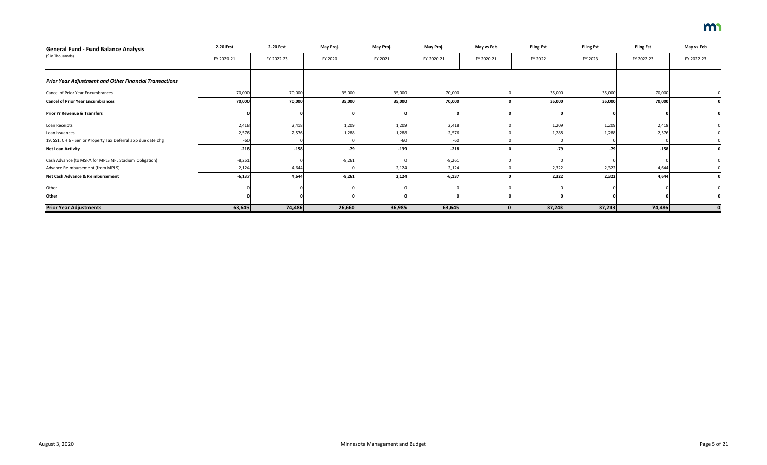# General Fund - Fund Balance Analysis

($ in Thousands)

| | 2-20 Fcst | 2-20 Fcst | May Proj. | May Proj. | May Proj. | May vs Feb | Pling Est | Pling Est | Pling Est | May vs Feb |
|---|---|---|---|---|---|---|---|---|---|---|
| | FY 2020-21 | FY 2022-23 | FY 2020 | FY 2021 | FY 2020-21 | FY 2020-21 | FY 2022 | FY 2023 | FY 2022-23 | FY 2022-23 |
| ***Prior Year Adjustment and Other Financial Transactions*** | | | | | | | | | | |
| Cancel of Prior Year Encumbrances | 70,000 | 70,000 | 35,000 | 35,000 | 70,000 | 0 | 35,000 | 35,000 | 70,000 | 0 |
| **Cancel of Prior Year Encumbrances** | **70,000** | **70,000** | **35,000** | **35,000** | **70,000** | **0** | **35,000** | **35,000** | **70,000** | **0** |
| **Prior Yr Revenue & Transfers** | **0** | **0** | **0** | **0** | **0** | **0** | **0** | **0** | **0** | **0** |
| Loan Receipts | 2,418 | 2,418 | 1,209 | 1,209 | 2,418 | 0 | 1,209 | 1,209 | 2,418 | 0 |
| Loan Issuances | -2,576 | -2,576 | -1,288 | -1,288 | -2,576 | 0 | -1,288 | -1,288 | -2,576 | 0 |
| 19, SS1, CH 6 - Senior Property Tax Deferral app due date chg | -60 | 0 | 0 | -60 | -60 | 0 | 0 | 0 | 0 | 0 |
| **Net Loan Activity** | **-218** | **-158** | **-79** | **-139** | **-218** | **0** | **-79** | **-79** | **-158** | **0** |
| Cash Advance (to MSFA for MPLS NFL Stadium Obligation) | -8,261 | 0 | -8,261 | 0 | -8,261 | 0 | 0 | 0 | 0 | 0 |
| Advance Reimbursement (from MPLS) | 2,124 | 4,644 | 0 | 2,124 | 2,124 | 0 | 2,322 | 2,322 | 4,644 | 0 |
| **Net Cash Advance & Reimbursement** | **-6,137** | **4,644** | **-8,261** | **2,124** | **-6,137** | **0** | **2,322** | **2,322** | **4,644** | **0** |
| Other | 0 | 0 | 0 | 0 | 0 | 0 | 0 | 0 | 0 | 0 |
| **Other** | **0** | **0** | **0** | **0** | **0** | **0** | **0** | **0** | **0** | **0** |
| **Prior Year Adjustments** | **63,645** | **74,486** | **26,660** | **36,985** | **63,645** | **0** | **37,243** | **37,243** | **74,486** | **0** |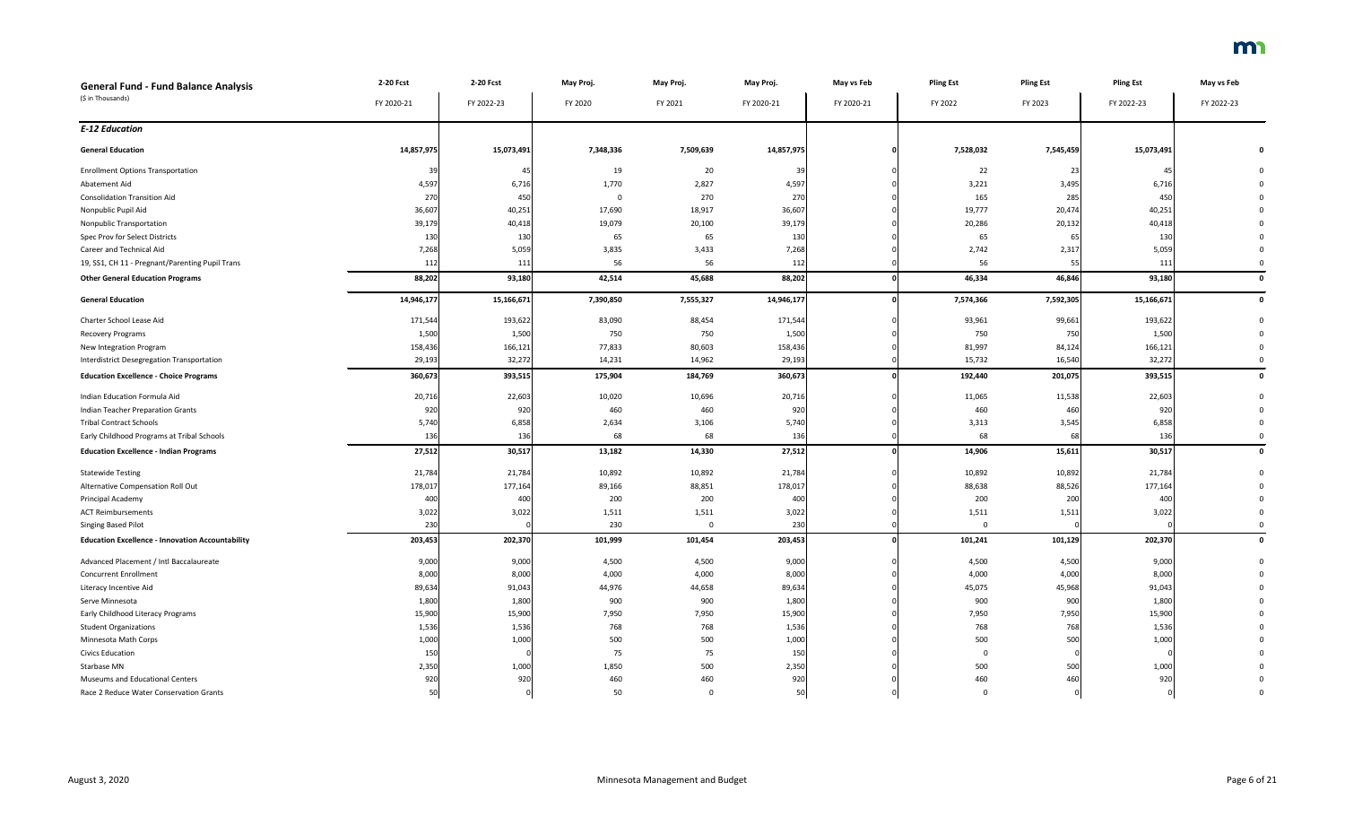# General Fund - Fund Balance Analysis

($ in Thousands)

| | 2-20 Fcst | 2-20 Fcst | May Proj. | May Proj. | May Proj. | May vs Feb | Pling Est | Pling Est | Pling Est | May vs Feb |
|---|---|---|---|---|---|---|---|---|---|---|
| | FY 2020-21 | FY 2022-23 | FY 2020 | FY 2021 | FY 2020-21 | FY 2020-21 | FY 2022 | FY 2023 | FY 2022-23 | FY 2022-23 |
| ***E-12 Education*** | | | | | | | | | | |
| **General Education** | 14,857,975 | 15,073,491 | 7,348,336 | 7,509,639 | 14,857,975 | 0 | 7,528,032 | 7,545,459 | 15,073,491 | 0 |
| Enrollment Options Transportation | 39 | 45 | 19 | 20 | 39 | 0 | 22 | 23 | 45 | 0 |
| Abatement Aid | 4,597 | 6,716 | 1,770 | 2,827 | 4,597 | 0 | 3,221 | 3,495 | 6,716 | 0 |
| Consolidation Transition Aid | 270 | 450 | 0 | 270 | 270 | 0 | 165 | 285 | 450 | 0 |
| Nonpublic Pupil Aid | 36,607 | 40,251 | 17,690 | 18,917 | 36,607 | 0 | 19,777 | 20,474 | 40,251 | 0 |
| Nonpublic Transportation | 39,179 | 40,418 | 19,079 | 20,100 | 39,179 | 0 | 20,286 | 20,132 | 40,418 | 0 |
| Spec Prov for Select Districts | 130 | 130 | 65 | 65 | 130 | 0 | 65 | 65 | 130 | 0 |
| Career and Technical Aid | 7,268 | 5,059 | 3,835 | 3,433 | 7,268 | 0 | 2,742 | 2,317 | 5,059 | 0 |
| 19, SS1, CH 11 - Pregnant/Parenting Pupil Trans | 112 | 111 | 56 | 56 | 112 | 0 | 56 | 55 | 111 | 0 |
| **Other General Education Programs** | 88,202 | 93,180 | 42,514 | 45,688 | 88,202 | 0 | 46,334 | 46,846 | 93,180 | 0 |
| **General Education** | 14,946,177 | 15,166,671 | 7,390,850 | 7,555,327 | 14,946,177 | 0 | 7,574,366 | 7,592,305 | 15,166,671 | 0 |
| Charter School Lease Aid | 171,544 | 193,622 | 83,090 | 88,454 | 171,544 | 0 | 93,961 | 99,661 | 193,622 | 0 |
| Recovery Programs | 1,500 | 1,500 | 750 | 750 | 1,500 | 0 | 750 | 750 | 1,500 | 0 |
| New Integration Program | 158,436 | 166,121 | 77,833 | 80,603 | 158,436 | 0 | 81,997 | 84,124 | 166,121 | 0 |
| Interdistrict Desegregation Transportation | 29,193 | 32,272 | 14,231 | 14,962 | 29,193 | 0 | 15,732 | 16,540 | 32,272 | 0 |
| **Education Excellence - Choice Programs** | 360,673 | 393,515 | 175,904 | 184,769 | 360,673 | 0 | 192,440 | 201,075 | 393,515 | 0 |
| Indian Education Formula Aid | 20,716 | 22,603 | 10,020 | 10,696 | 20,716 | 0 | 11,065 | 11,538 | 22,603 | 0 |
| Indian Teacher Preparation Grants | 920 | 920 | 460 | 460 | 920 | 0 | 460 | 460 | 920 | 0 |
| Tribal Contract Schools | 5,740 | 6,858 | 2,634 | 3,106 | 5,740 | 0 | 3,313 | 3,545 | 6,858 | 0 |
| Early Childhood Programs at Tribal Schools | 136 | 136 | 68 | 68 | 136 | 0 | 68 | 68 | 136 | 0 |
| **Education Excellence - Indian Programs** | 27,512 | 30,517 | 13,182 | 14,330 | 27,512 | 0 | 14,906 | 15,611 | 30,517 | 0 |
| Statewide Testing | 21,784 | 21,784 | 10,892 | 10,892 | 21,784 | 0 | 10,892 | 10,892 | 21,784 | 0 |
| Alternative Compensation Roll Out | 178,017 | 177,164 | 89,166 | 88,851 | 178,017 | 0 | 88,638 | 88,526 | 177,164 | 0 |
| Principal Academy | 400 | 400 | 200 | 200 | 400 | 0 | 200 | 200 | 400 | 0 |
| ACT Reimbursements | 3,022 | 3,022 | 1,511 | 1,511 | 3,022 | 0 | 1,511 | 1,511 | 3,022 | 0 |
| Singing Based Pilot | 230 | 0 | 230 | 0 | 230 | 0 | 0 | 0 | 0 | 0 |
| **Education Excellence - Innovation Accountability** | 203,453 | 202,370 | 101,999 | 101,454 | 203,453 | 0 | 101,241 | 101,129 | 202,370 | 0 |
| Advanced Placement / Intl Baccalaureate | 9,000 | 9,000 | 4,500 | 4,500 | 9,000 | 0 | 4,500 | 4,500 | 9,000 | 0 |
| Concurrent Enrollment | 8,000 | 8,000 | 4,000 | 4,000 | 8,000 | 0 | 4,000 | 4,000 | 8,000 | 0 |
| Literacy Incentive Aid | 89,634 | 91,043 | 44,976 | 44,658 | 89,634 | 0 | 45,075 | 45,968 | 91,043 | 0 |
| Serve Minnesota | 1,800 | 1,800 | 900 | 900 | 1,800 | 0 | 900 | 900 | 1,800 | 0 |
| Early Childhood Literacy Programs | 15,900 | 15,900 | 7,950 | 7,950 | 15,900 | 0 | 7,950 | 7,950 | 15,900 | 0 |
| Student Organizations | 1,536 | 1,536 | 768 | 768 | 1,536 | 0 | 768 | 768 | 1,536 | 0 |
| Minnesota Math Corps | 1,000 | 1,000 | 500 | 500 | 1,000 | 0 | 500 | 500 | 1,000 | 0 |
| Civics Education | 150 | 0 | 75 | 75 | 150 | 0 | 0 | 0 | 0 | 0 |
| Starbase MN | 2,350 | 1,000 | 1,850 | 500 | 2,350 | 0 | 500 | 500 | 1,000 | 0 |
| Museums and Educational Centers | 920 | 920 | 460 | 460 | 920 | 0 | 460 | 460 | 920 | 0 |
| Race 2 Reduce Water Conservation Grants | 50 | 0 | 50 | 0 | 50 | 0 | 0 | 0 | 0 | 0 |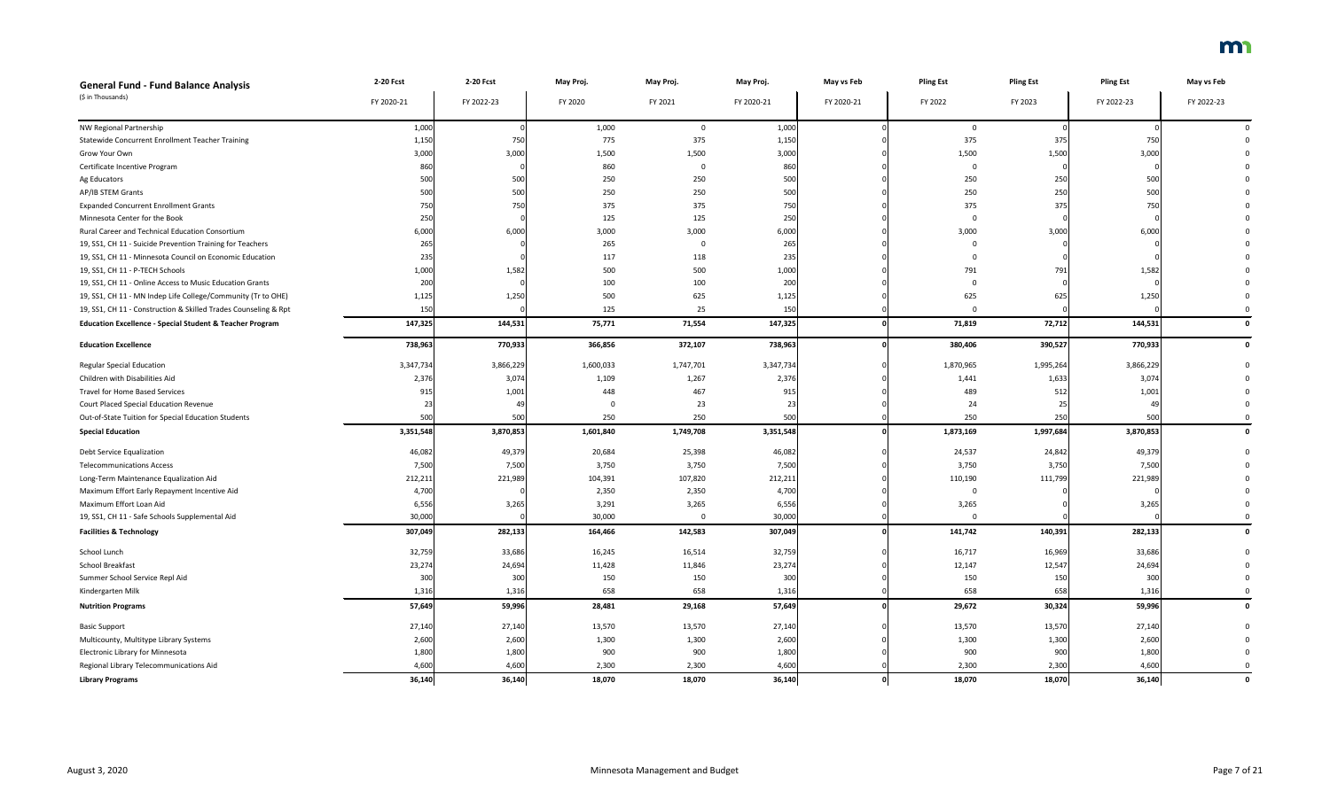| General Fund - Fund Balance Analysis | 2-20 Fcst | 2-20 Fcst | May Proj. | May Proj. | May Proj. | May vs Feb | Pling Est | Pling Est | Pling Est | May vs Feb |
|---|---|---|---|---|---|---|---|---|---|---|
| ($ in Thousands) | FY 2020-21 | FY 2022-23 | FY 2020 | FY 2021 | FY 2020-21 | FY 2020-21 | FY 2022 | FY 2023 | FY 2022-23 | FY 2022-23 |
| NW Regional Partnership | 1,000 | 0 | 1,000 | 0 | 1,000 | 0 | 0 | 0 | 0 | 0 |
| Statewide Concurrent Enrollment Teacher Training | 1,150 | 750 | 775 | 375 | 1,150 | 0 | 375 | 375 | 750 | 0 |
| Grow Your Own | 3,000 | 3,000 | 1,500 | 1,500 | 3,000 | 0 | 1,500 | 1,500 | 3,000 | 0 |
| Certificate Incentive Program | 860 | 0 | 860 | 0 | 860 | 0 | 0 | 0 | 0 | 0 |
| Ag Educators | 500 | 500 | 250 | 250 | 500 | 0 | 250 | 250 | 500 | 0 |
| AP/IB STEM Grants | 500 | 500 | 250 | 250 | 500 | 0 | 250 | 250 | 500 | 0 |
| Expanded Concurrent Enrollment Grants | 750 | 750 | 375 | 375 | 750 | 0 | 375 | 375 | 750 | 0 |
| Minnesota Center for the Book | 250 | 0 | 125 | 125 | 250 | 0 | 0 | 0 | 0 | 0 |
| Rural Career and Technical Education Consortium | 6,000 | 6,000 | 3,000 | 3,000 | 6,000 | 0 | 3,000 | 3,000 | 6,000 | 0 |
| 19, SS1, CH 11 - Suicide Prevention Training for Teachers | 265 | 0 | 265 | 0 | 265 | 0 | 0 | 0 | 0 | 0 |
| 19, SS1, CH 11 - Minnesota Council on Economic Education | 235 | 0 | 117 | 118 | 235 | 0 | 0 | 0 | 0 | 0 |
| 19, SS1, CH 11 - P-TECH Schools | 1,000 | 1,582 | 500 | 500 | 1,000 | 0 | 791 | 791 | 1,582 | 0 |
| 19, SS1, CH 11 - Online Access to Music Education Grants | 200 | 0 | 100 | 100 | 200 | 0 | 0 | 0 | 0 | 0 |
| 19, SS1, CH 11 - MN Indep Life College/Community (Tr to OHE) | 1,125 | 1,250 | 500 | 625 | 1,125 | 0 | 625 | 625 | 1,250 | 0 |
| 19, SS1, CH 11 - Construction & Skilled Trades Counseling & Rpt | 150 | 0 | 125 | 25 | 150 | 0 | 0 | 0 | 0 | 0 |
| **Education Excellence - Special Student & Teacher Program** | **147,325** | **144,531** | **75,771** | **71,554** | **147,325** | **0** | **71,819** | **72,712** | **144,531** | **0** |
| **Education Excellence** | **738,963** | **770,933** | **366,856** | **372,107** | **738,963** | **0** | **380,406** | **390,527** | **770,933** | **0** |
| Regular Special Education | 3,347,734 | 3,866,229 | 1,600,033 | 1,747,701 | 3,347,734 | 0 | 1,870,965 | 1,995,264 | 3,866,229 | 0 |
| Children with Disabilities Aid | 2,376 | 3,074 | 1,109 | 1,267 | 2,376 | 0 | 1,441 | 1,633 | 3,074 | 0 |
| Travel for Home Based Services | 915 | 1,001 | 448 | 467 | 915 | 0 | 489 | 512 | 1,001 | 0 |
| Court Placed Special Education Revenue | 23 | 49 | 0 | 23 | 23 | 0 | 24 | 25 | 49 | 0 |
| Out-of-State Tuition for Special Education Students | 500 | 500 | 250 | 250 | 500 | 0 | 250 | 250 | 500 | 0 |
| **Special Education** | **3,351,548** | **3,870,853** | **1,601,840** | **1,749,708** | **3,351,548** | **0** | **1,873,169** | **1,997,684** | **3,870,853** | **0** |
| Debt Service Equalization | 46,082 | 49,379 | 20,684 | 25,398 | 46,082 | 0 | 24,537 | 24,842 | 49,379 | 0 |
| Telecommunications Access | 7,500 | 7,500 | 3,750 | 3,750 | 7,500 | 0 | 3,750 | 3,750 | 7,500 | 0 |
| Long-Term Maintenance Equalization Aid | 212,211 | 221,989 | 104,391 | 107,820 | 212,211 | 0 | 110,190 | 111,799 | 221,989 | 0 |
| Maximum Effort Early Repayment Incentive Aid | 4,700 | 0 | 2,350 | 2,350 | 4,700 | 0 | 0 | 0 | 0 | 0 |
| Maximum Effort Loan Aid | 6,556 | 3,265 | 3,291 | 3,265 | 6,556 | 0 | 3,265 | 0 | 3,265 | 0 |
| 19, SS1, CH 11 - Safe Schools Supplemental Aid | 30,000 | 0 | 30,000 | 0 | 30,000 | 0 | 0 | 0 | 0 | 0 |
| **Facilities & Technology** | **307,049** | **282,133** | **164,466** | **142,583** | **307,049** | **0** | **141,742** | **140,391** | **282,133** | **0** |
| School Lunch | 32,759 | 33,686 | 16,245 | 16,514 | 32,759 | 0 | 16,717 | 16,969 | 33,686 | 0 |
| School Breakfast | 23,274 | 24,694 | 11,428 | 11,846 | 23,274 | 0 | 12,147 | 12,547 | 24,694 | 0 |
| Summer School Service Repl Aid | 300 | 300 | 150 | 150 | 300 | 0 | 150 | 150 | 300 | 0 |
| Kindergarten Milk | 1,316 | 1,316 | 658 | 658 | 1,316 | 0 | 658 | 658 | 1,316 | 0 |
| **Nutrition Programs** | **57,649** | **59,996** | **28,481** | **29,168** | **57,649** | **0** | **29,672** | **30,324** | **59,996** | **0** |
| Basic Support | 27,140 | 27,140 | 13,570 | 13,570 | 27,140 | 0 | 13,570 | 13,570 | 27,140 | 0 |
| Multicounty, Multitype Library Systems | 2,600 | 2,600 | 1,300 | 1,300 | 2,600 | 0 | 1,300 | 1,300 | 2,600 | 0 |
| Electronic Library for Minnesota | 1,800 | 1,800 | 900 | 900 | 1,800 | 0 | 900 | 900 | 1,800 | 0 |
| Regional Library Telecommunications Aid | 4,600 | 4,600 | 2,300 | 2,300 | 4,600 | 0 | 2,300 | 2,300 | 4,600 | 0 |
| **Library Programs** | **36,140** | **36,140** | **18,070** | **18,070** | **36,140** | **0** | **18,070** | **18,070** | **36,140** | **0** |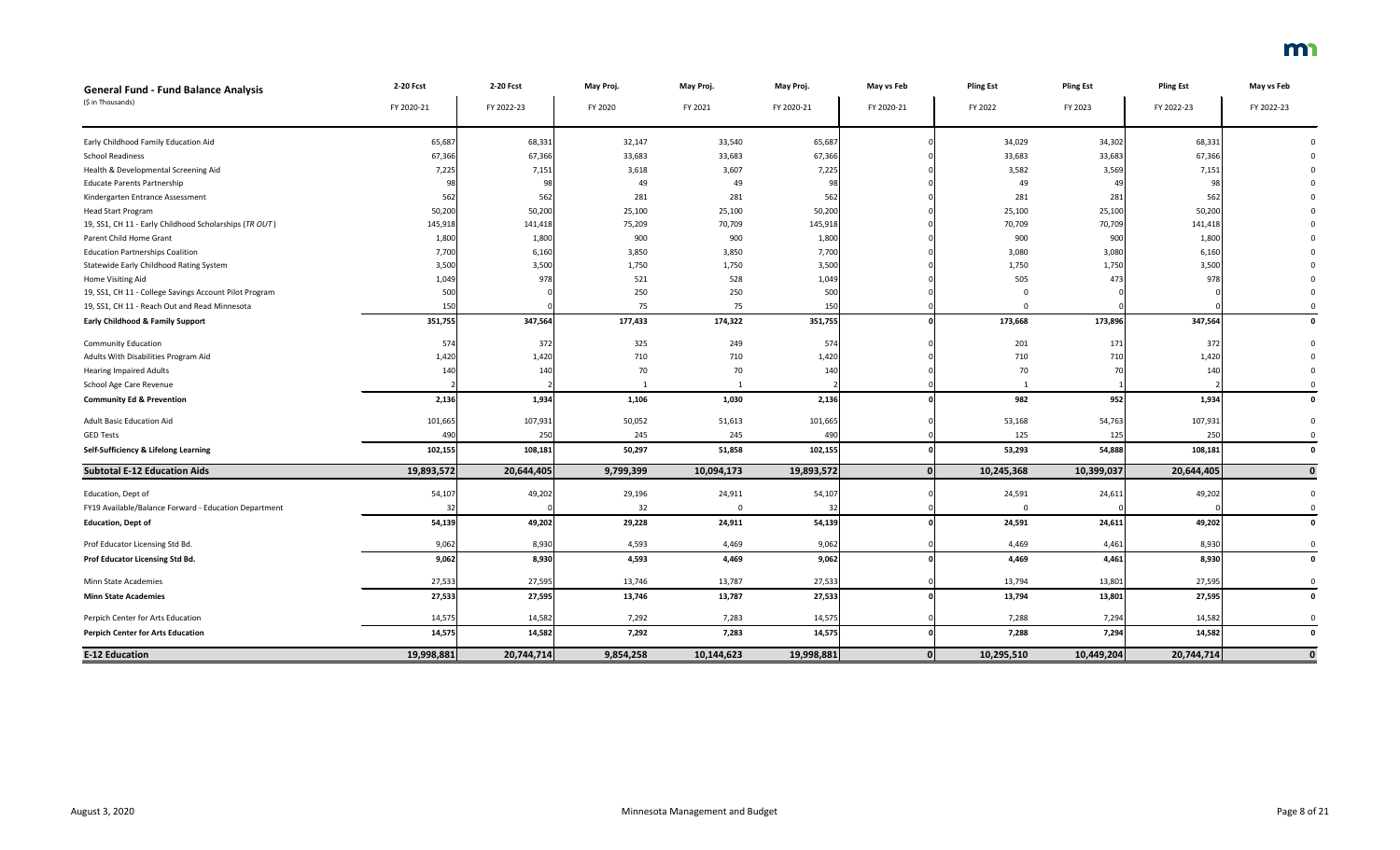| General Fund - Fund Balance Analysis (\$ in Thousands) | 2-20 Fcst FY 2020-21 | 2-20 Fcst FY 2022-23 | May Proj. FY 2020 | May Proj. FY 2021 | May Proj. FY 2020-21 | May vs Feb FY 2020-21 | Pling Est FY 2022 | Pling Est FY 2023 | Pling Est FY 2022-23 | May vs Feb FY 2022-23 |
|---|---|---|---|---|---|---|---|---|---|---|
| Early Childhood Family Education Aid | 65,687 | 68,331 | 32,147 | 33,540 | 65,687 | 0 | 34,029 | 34,302 | 68,331 | 0 |
| School Readiness | 67,366 | 67,366 | 33,683 | 33,683 | 67,366 | 0 | 33,683 | 33,683 | 67,366 | 0 |
| Health & Developmental Screening Aid | 7,225 | 7,151 | 3,618 | 3,607 | 7,225 | 0 | 3,582 | 3,569 | 7,151 | 0 |
| Educate Parents Partnership | 98 | 98 | 49 | 49 | 98 | 0 | 49 | 49 | 98 | 0 |
| Kindergarten Entrance Assessment | 562 | 562 | 281 | 281 | 562 | 0 | 281 | 281 | 562 | 0 |
| Head Start Program | 50,200 | 50,200 | 25,100 | 25,100 | 50,200 | 0 | 25,100 | 25,100 | 50,200 | 0 |
| 19, SS1, CH 11 - Early Childhood Scholarships (*TR OUT*) | 145,918 | 141,418 | 75,209 | 70,709 | 145,918 | 0 | 70,709 | 70,709 | 141,418 | 0 |
| Parent Child Home Grant | 1,800 | 1,800 | 900 | 900 | 1,800 | 0 | 900 | 900 | 1,800 | 0 |
| Education Partnerships Coalition | 7,700 | 6,160 | 3,850 | 3,850 | 7,700 | 0 | 3,080 | 3,080 | 6,160 | 0 |
| Statewide Early Childhood Rating System | 3,500 | 3,500 | 1,750 | 1,750 | 3,500 | 0 | 1,750 | 1,750 | 3,500 | 0 |
| Home Visiting Aid | 1,049 | 978 | 521 | 528 | 1,049 | 0 | 505 | 473 | 978 | 0 |
| 19, SS1, CH 11 - College Savings Account Pilot Program | 500 | 0 | 250 | 250 | 500 | 0 | 0 | 0 | 0 | 0 |
| 19, SS1, CH 11 - Reach Out and Read Minnesota | 150 | 0 | 75 | 75 | 150 | 0 | 0 | 0 | 0 | 0 |
| **Early Childhood & Family Support** | **351,755** | **347,564** | **177,433** | **174,322** | **351,755** | **0** | **173,668** | **173,896** | **347,564** | **0** |
| Community Education | 574 | 372 | 325 | 249 | 574 | 0 | 201 | 171 | 372 | 0 |
| Adults With Disabilities Program Aid | 1,420 | 1,420 | 710 | 710 | 1,420 | 0 | 710 | 710 | 1,420 | 0 |
| Hearing Impaired Adults | 140 | 140 | 70 | 70 | 140 | 0 | 70 | 70 | 140 | 0 |
| School Age Care Revenue | 2 | 2 | 1 | 1 | 2 | 0 | 1 | 1 | 2 | 0 |
| **Community Ed & Prevention** | **2,136** | **1,934** | **1,106** | **1,030** | **2,136** | **0** | **982** | **952** | **1,934** | **0** |
| Adult Basic Education Aid | 101,665 | 107,931 | 50,052 | 51,613 | 101,665 | 0 | 53,168 | 54,763 | 107,931 | 0 |
| GED Tests | 490 | 250 | 245 | 245 | 490 | 0 | 125 | 125 | 250 | 0 |
| **Self-Sufficiency & Lifelong Learning** | **102,155** | **108,181** | **50,297** | **51,858** | **102,155** | **0** | **53,293** | **54,888** | **108,181** | **0** |
| **Subtotal E-12 Education Aids** | **19,893,572** | **20,644,405** | **9,799,399** | **10,094,173** | **19,893,572** | **0** | **10,245,368** | **10,399,037** | **20,644,405** | **0** |
| Education, Dept of | 54,107 | 49,202 | 29,196 | 24,911 | 54,107 | 0 | 24,591 | 24,611 | 49,202 | 0 |
| FY19 Available/Balance Forward - Education Department | 32 | 0 | 32 | 0 | 32 | 0 | 0 | 0 | 0 | 0 |
| **Education, Dept of** | **54,139** | **49,202** | **29,228** | **24,911** | **54,139** | **0** | **24,591** | **24,611** | **49,202** | **0** |
| Prof Educator Licensing Std Bd. | 9,062 | 8,930 | 4,593 | 4,469 | 9,062 | 0 | 4,469 | 4,461 | 8,930 | 0 |
| **Prof Educator Licensing Std Bd.** | **9,062** | **8,930** | **4,593** | **4,469** | **9,062** | **0** | **4,469** | **4,461** | **8,930** | **0** |
| Minn State Academies | 27,533 | 27,595 | 13,746 | 13,787 | 27,533 | 0 | 13,794 | 13,801 | 27,595 | 0 |
| **Minn State Academies** | **27,533** | **27,595** | **13,746** | **13,787** | **27,533** | **0** | **13,794** | **13,801** | **27,595** | **0** |
| Perpich Center for Arts Education | 14,575 | 14,582 | 7,292 | 7,283 | 14,575 | 0 | 7,288 | 7,294 | 14,582 | 0 |
| **Perpich Center for Arts Education** | **14,575** | **14,582** | **7,292** | **7,283** | **14,575** | **0** | **7,288** | **7,294** | **14,582** | **0** |
| **E-12 Education** | **19,998,881** | **20,744,714** | **9,854,258** | **10,144,623** | **19,998,881** | **0** | **10,295,510** | **10,449,204** | **20,744,714** | **0** |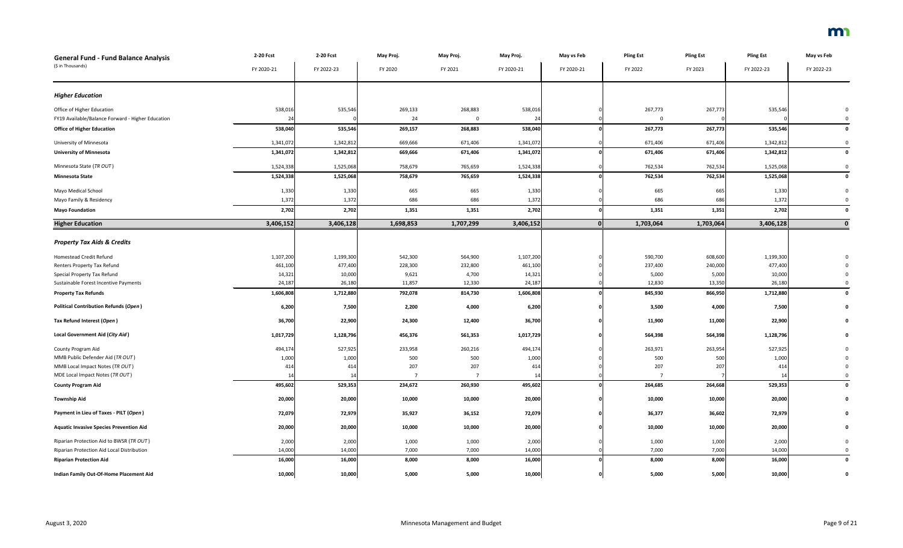| General Fund - Fund Balance Analysis | 2-20 Fcst | 2-20 Fcst | May Proj. | May Proj. | May Proj. | May vs Feb | Pling Est | Pling Est | Pling Est | May vs Feb |
|---|---|---|---|---|---|---|---|---|---|---|
| ($ in Thousands) | FY 2020-21 | FY 2022-23 | FY 2020 | FY 2021 | FY 2020-21 | FY 2020-21 | FY 2022 | FY 2023 | FY 2022-23 | FY 2022-23 |
| ***Higher Education*** | | | | | | | | | | |
| Office of Higher Education | 538,016 | 535,546 | 269,133 | 268,883 | 538,016 | 0 | 267,773 | 267,773 | 535,546 | 0 |
| FY19 Available/Balance Forward - Higher Education | 24 | 0 | 24 | 0 | 24 | 0 | 0 | 0 | | 0 |
| **Office of Higher Education** | **538,040** | **535,546** | **269,157** | **268,883** | **538,040** | **0** | **267,773** | **267,773** | **535,546** | **0** |
| University of Minnesota | 1,341,072 | 1,342,812 | 669,666 | 671,406 | 1,341,072 | 0 | 671,406 | 671,406 | 1,342,812 | 0 |
| **University of Minnesota** | **1,341,072** | **1,342,812** | **669,666** | **671,406** | **1,341,072** | **0** | **671,406** | **671,406** | **1,342,812** | **0** |
| Minnesota State (*TR OUT*) | 1,524,338 | 1,525,068 | 758,679 | 765,659 | 1,524,338 | 0 | 762,534 | 762,534 | 1,525,068 | 0 |
| **Minnesota State** | **1,524,338** | **1,525,068** | **758,679** | **765,659** | **1,524,338** | **0** | **762,534** | **762,534** | **1,525,068** | **0** |
| Mayo Medical School | 1,330 | 1,330 | 665 | 665 | 1,330 | 0 | 665 | 665 | 1,330 | 0 |
| Mayo Family & Residency | 1,372 | 1,372 | 686 | 686 | 1,372 | 0 | 686 | 686 | 1,372 | 0 |
| **Mayo Foundation** | **2,702** | **2,702** | **1,351** | **1,351** | **2,702** | **0** | **1,351** | **1,351** | **2,702** | **0** |
| **Higher Education** | **3,406,152** | **3,406,128** | **1,698,853** | **1,707,299** | **3,406,152** | **0** | **1,703,064** | **1,703,064** | **3,406,128** | **0** |
| ***Property Tax Aids & Credits*** | | | | | | | | | | |
| Homestead Credit Refund | 1,107,200 | 1,199,300 | 542,300 | 564,900 | 1,107,200 | 0 | 590,700 | 608,600 | 1,199,300 | 0 |
| Renters Property Tax Refund | 461,100 | 477,400 | 228,300 | 232,800 | 461,100 | 0 | 237,400 | 240,000 | 477,400 | 0 |
| Special Property Tax Refund | 14,321 | 10,000 | 9,621 | 4,700 | 14,321 | 0 | 5,000 | 5,000 | 10,000 | 0 |
| Sustainable Forest Incentive Payments | 24,187 | 26,180 | 11,857 | 12,330 | 24,187 | 0 | 12,830 | 13,350 | 26,180 | 0 |
| **Property Tax Refunds** | **1,606,808** | **1,712,880** | **792,078** | **814,730** | **1,606,808** | **0** | **845,930** | **866,950** | **1,712,880** | **0** |
| **Political Contribution Refunds (*Open*)** | **6,200** | **7,500** | **2,200** | **4,000** | **6,200** | **0** | **3,500** | **4,000** | **7,500** | **0** |
| **Tax Refund Interest (*Open*)** | **36,700** | **22,900** | **24,300** | **12,400** | **36,700** | **0** | **11,900** | **11,000** | **22,900** | **0** |
| **Local Government Aid (*City Aid*)** | **1,017,729** | **1,128,796** | **456,376** | **561,353** | **1,017,729** | **0** | **564,398** | **564,398** | **1,128,796** | **0** |
| County Program Aid | 494,174 | 527,925 | 233,958 | 260,216 | 494,174 | 0 | 263,971 | 263,954 | 527,925 | 0 |
| MMB Public Defender Aid (*TR OUT*) | 1,000 | 1,000 | 500 | 500 | 1,000 | 0 | 500 | 500 | 1,000 | 0 |
| MMB Local Impact Notes (*TR OUT*) | 414 | 414 | 207 | 207 | 414 | 0 | 207 | 207 | 414 | 0 |
| MDE Local Impact Notes (*TR OUT*) | 14 | 14 | 7 | 7 | 14 | 0 | 7 | 7 | 14 | 0 |
| **County Program Aid** | **495,602** | **529,353** | **234,672** | **260,930** | **495,602** | **0** | **264,685** | **264,668** | **529,353** | **0** |
| **Township Aid** | **20,000** | **20,000** | **10,000** | **10,000** | **20,000** | **0** | **10,000** | **10,000** | **20,000** | **0** |
| **Payment in Lieu of Taxes - PILT (*Open*)** | **72,079** | **72,979** | **35,927** | **36,152** | **72,079** | **0** | **36,377** | **36,602** | **72,979** | **0** |
| **Aquatic Invasive Species Prevention Aid** | **20,000** | **20,000** | **10,000** | **10,000** | **20,000** | **0** | **10,000** | **10,000** | **20,000** | **0** |
| Riparian Protection Aid to BWSR (*TR OUT*) | 2,000 | 2,000 | 1,000 | 1,000 | 2,000 | 0 | 1,000 | 1,000 | 2,000 | 0 |
| Riparian Protection Aid Local Distribution | 14,000 | 14,000 | 7,000 | 7,000 | 14,000 | 0 | 7,000 | 7,000 | 14,000 | 0 |
| **Riparian Protection Aid** | **16,000** | **16,000** | **8,000** | **8,000** | **16,000** | **0** | **8,000** | **8,000** | **16,000** | **0** |
| **Indian Family Out-Of-Home Placement Aid** | **10,000** | **10,000** | **5,000** | **5,000** | **10,000** | **0** | **5,000** | **5,000** | **10,000** | **0** |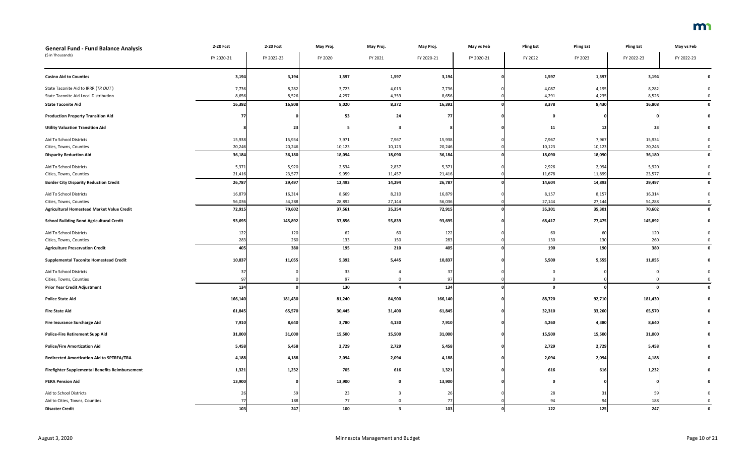| General Fund - Fund Balance Analysis<br>($ in Thousands) | 2-20 Fcst<br>FY 2020-21 | 2-20 Fcst<br>FY 2022-23 | May Proj.<br>FY 2020 | May Proj.<br>FY 2021 | May Proj.<br>FY 2020-21 | May vs Feb<br>FY 2020-21 | Pling Est<br>FY 2022 | Pling Est<br>FY 2023 | Pling Est<br>FY 2022-23 | May vs Feb<br>FY 2022-23 |
|---|---|---|---|---|---|---|---|---|---|---|
| **Casino Aid to Counties** | 3,194 | 3,194 | 1,597 | 1,597 | 3,194 | 0 | 1,597 | 1,597 | 3,194 | 0 |
| State Taconite Aid to IRRR (*TR OUT*) | 7,736 | 8,282 | 3,723 | 4,013 | 7,736 | 0 | 4,087 | 4,195 | 8,282 | 0 |
| State Taconite Aid Local Distribution | 8,656 | 8,526 | 4,297 | 4,359 | 8,656 | 0 | 4,291 | 4,235 | 8,526 | 0 |
| **State Taconite Aid** | 16,392 | 16,808 | 8,020 | 8,372 | 16,392 | 0 | 8,378 | 8,430 | 16,808 | 0 |
| **Production Property Transition Aid** | 77 | 0 | 53 | 24 | 77 | 0 | 0 | 0 | 0 | 0 |
| **Utility Valuation Transition Aid** | 8 | 23 | 5 | 3 | 8 | 0 | 11 | 12 | 23 | 0 |
| Aid To School Districts | 15,938 | 15,934 | 7,971 | 7,967 | 15,938 | 0 | 7,967 | 7,967 | 15,934 | 0 |
| Cities, Towns, Counties | 20,246 | 20,246 | 10,123 | 10,123 | 20,246 | 0 | 10,123 | 10,123 | 20,246 | 0 |
| **Disparity Reduction Aid** | 36,184 | 36,180 | 18,094 | 18,090 | 36,184 | 0 | 18,090 | 18,090 | 36,180 | 0 |
| Aid To School Districts | 5,371 | 5,920 | 2,534 | 2,837 | 5,371 | 0 | 2,926 | 2,994 | 5,920 | 0 |
| Cities, Towns, Counties | 21,416 | 23,577 | 9,959 | 11,457 | 21,416 | 0 | 11,678 | 11,899 | 23,577 | 0 |
| **Border City Disparity Reduction Credit** | 26,787 | 29,497 | 12,493 | 14,294 | 26,787 | 0 | 14,604 | 14,893 | 29,497 | 0 |
| Aid To School Districts | 16,879 | 16,314 | 8,669 | 8,210 | 16,879 | 0 | 8,157 | 8,157 | 16,314 | 0 |
| Cities, Towns, Counties | 56,036 | 54,288 | 28,892 | 27,144 | 56,036 | 0 | 27,144 | 27,144 | 54,288 | 0 |
| **Agricultural Homestead Market Value Credit** | 72,915 | 70,602 | 37,561 | 35,354 | 72,915 | 0 | 35,301 | 35,301 | 70,602 | 0 |
| **School Building Bond Agricultural Credit** | 93,695 | 145,892 | 37,856 | 55,839 | 93,695 | 0 | 68,417 | 77,475 | 145,892 | 0 |
| Aid To School Districts | 122 | 120 | 62 | 60 | 122 | 0 | 60 | 60 | 120 | 0 |
| Cities, Towns, Counties | 283 | 260 | 133 | 150 | 283 | 0 | 130 | 130 | 260 | 0 |
| **Agriculture Preservation Credit** | 405 | 380 | 195 | 210 | 405 | 0 | 190 | 190 | 380 | 0 |
| **Supplemental Taconite Homestead Credit** | 10,837 | 11,055 | 5,392 | 5,445 | 10,837 | 0 | 5,500 | 5,555 | 11,055 | 0 |
| Aid To School Districts | 37 | 0 | 33 | 4 | 37 | 0 | 0 | 0 | 0 | 0 |
| Cities, Towns, Counties | 97 | 0 | 97 | 0 | 97 | 0 | 0 | 0 | 0 | 0 |
| **Prior Year Credit Adjustment** | 134 | 0 | 130 | 4 | 134 | 0 | 0 | 0 | 0 | 0 |
| **Police State Aid** | 166,140 | 181,430 | 81,240 | 84,900 | 166,140 | 0 | 88,720 | 92,710 | 181,430 | 0 |
| **Fire State Aid** | 61,845 | 65,570 | 30,445 | 31,400 | 61,845 | 0 | 32,310 | 33,260 | 65,570 | 0 |
| **Fire Insurance Surcharge Aid** | 7,910 | 8,640 | 3,780 | 4,130 | 7,910 | 0 | 4,260 | 4,380 | 8,640 | 0 |
| **Police-Fire Retirement Supp Aid** | 31,000 | 31,000 | 15,500 | 15,500 | 31,000 | 0 | 15,500 | 15,500 | 31,000 | 0 |
| **Police/Fire Amortization Aid** | 5,458 | 5,458 | 2,729 | 2,729 | 5,458 | 0 | 2,729 | 2,729 | 5,458 | 0 |
| **Redirected Amortization Aid to SPTRFA/TRA** | 4,188 | 4,188 | 2,094 | 2,094 | 4,188 | 0 | 2,094 | 2,094 | 4,188 | 0 |
| **Firefighter Supplemental Benefits Reimbursement** | 1,321 | 1,232 | 705 | 616 | 1,321 | 0 | 616 | 616 | 1,232 | 0 |
| **PERA Pension Aid** | 13,900 | 0 | 13,900 | 0 | 13,900 | 0 | 0 | 0 | 0 | 0 |
| Aid to School Districts | 26 | 59 | 23 | 3 | 26 | 0 | 28 | 31 | 59 | 0 |
| Aid to Cities, Towns, Counties | 77 | 188 | 77 | 0 | 77 | 0 | 94 | 94 | 188 | 0 |
| **Disaster Credit** | 103 | 247 | 100 | 3 | 103 | 0 | 122 | 125 | 247 | 0 |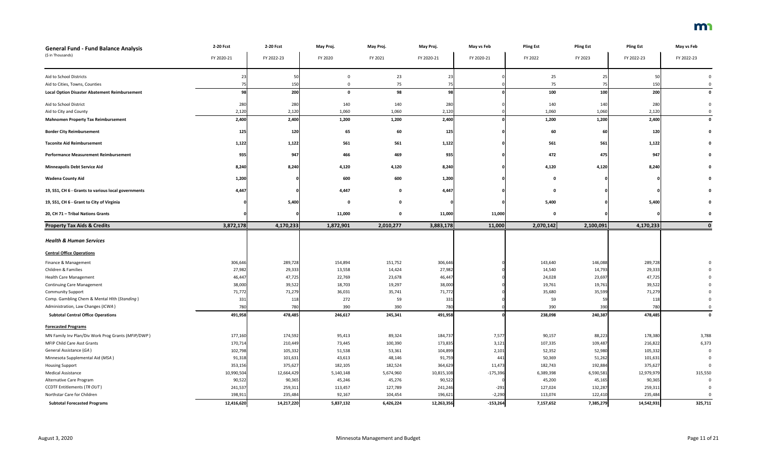| **General Fund - Fund Balance Analysis** ($ in Thousands) | 2-20 Fcst FY 2020-21 | 2-20 Fcst FY 2022-23 | May Proj. FY 2020 | May Proj. FY 2021 | May Proj. FY 2020-21 | May vs Feb FY 2020-21 | Pling Est FY 2022 | Pling Est FY 2023 | Pling Est FY 2022-23 | May vs Feb FY 2022-23 |
|---|---|---|---|---|---|---|---|---|---|---|
| Aid to School Districts | 23 | 50 | 0 | 23 | 23 | 0 | 25 | 25 | 50 | 0 |
| Aid to Cities, Towns, Counties | 75 | 150 | 0 | 75 | 75 | 0 | 75 | 75 | 150 | 0 |
| **Local Option Disaster Abatement Reimbursement** | **98** | **200** | **0** | **98** | **98** | **0** | **100** | **100** | **200** | **0** |
| Aid to School District | 280 | 280 | 140 | 140 | 280 | 0 | 140 | 140 | 280 | 0 |
| Aid to City and County | 2,120 | 2,120 | 1,060 | 1,060 | 2,120 | 0 | 1,060 | 1,060 | 2,120 | 0 |
| **Mahnomen Property Tax Reimbursement** | **2,400** | **2,400** | **1,200** | **1,200** | **2,400** | **0** | **1,200** | **1,200** | **2,400** | **0** |
| **Border City Reimbursement** | **125** | **120** | **65** | **60** | **125** | **0** | **60** | **60** | **120** | **0** |
| **Taconite Aid Reimbursement** | **1,122** | **1,122** | **561** | **561** | **1,122** | **0** | **561** | **561** | **1,122** | **0** |
| **Performance Measurement Reimbursement** | **935** | **947** | **466** | **469** | **935** | **0** | **472** | **475** | **947** | **0** |
| **Minneapolis Debt Service Aid** | **8,240** | **8,240** | **4,120** | **4,120** | **8,240** | **0** | **4,120** | **4,120** | **8,240** | **0** |
| **Wadena County Aid** | **1,200** | **0** | **600** | **600** | **1,200** | **0** | **0** | **0** | **0** | **0** |
| **19, SS1, CH 6 - Grants to various local governments** | **4,447** | **0** | **4,447** | **0** | **4,447** | **0** | **0** | **0** | **0** | **0** |
| **19, SS1, CH 6 - Grant to City of Virginia** | **0** | **5,400** | **0** | **0** | **0** | **0** | **5,400** | **0** | **5,400** | **0** |
| **20, CH 71 – Tribal Nations Grants** | **0** | **0** | **11,000** | **0** | **11,000** | **11,000** | **0** | **0** | **0** | **0** |
| **Property Tax Aids & Credits** | **3,872,178** | **4,170,233** | **1,872,901** | **2,010,277** | **3,883,178** | **11,000** | **2,070,142** | **2,100,091** | **4,170,233** | **0** |
| ***Health & Human Services*** | | | | | | | | | | |
| **Central Office Operations** | | | | | | | | | | |
| Finance & Management | 306,646 | 289,728 | 154,894 | 151,752 | 306,646 | 0 | 143,640 | 146,088 | 289,728 | 0 |
| Children & Families | 27,982 | 29,333 | 13,558 | 14,424 | 27,982 | 0 | 14,540 | 14,793 | 29,333 | 0 |
| Health Care Management | 46,447 | 47,725 | 22,769 | 23,678 | 46,447 | 0 | 24,028 | 23,697 | 47,725 | 0 |
| Continuing Care Management | 38,000 | 39,522 | 18,703 | 19,297 | 38,000 | 0 | 19,761 | 19,761 | 39,522 | 0 |
| Community Support | 71,772 | 71,279 | 36,031 | 35,741 | 71,772 | 0 | 35,680 | 35,599 | 71,279 | 0 |
| Comp. Gambling Chem & Mental Hlth (*Standing*) | 331 | 118 | 272 | 59 | 331 | 0 | 59 | 59 | 118 | 0 |
| Administration, Law Changes (*ICWA*) | 780 | 780 | 390 | 390 | 780 | 0 | 390 | 390 | 780 | 0 |
| **Subtotal Central Office Operations** | **491,958** | **478,485** | **246,617** | **245,341** | **491,958** | **0** | **238,098** | **240,387** | **478,485** | **0** |
| **Forecasted Programs** | | | | | | | | | | |
| MN Family Inv Plan/Div Work Prog Grants (*MFIP/DWP*) | 177,160 | 174,592 | 95,413 | 89,324 | 184,737 | 7,577 | 90,157 | 88,223 | 178,380 | 3,788 |
| MFIP Child Care Asst Grants | 170,714 | 210,449 | 73,445 | 100,390 | 173,835 | 3,121 | 107,335 | 109,487 | 216,822 | 6,373 |
| General Assistance (*GA*) | 102,798 | 105,332 | 51,538 | 53,361 | 104,899 | 2,101 | 52,352 | 52,980 | 105,332 | 0 |
| Minnesota Supplemental Aid (*MSA*) | 91,318 | 101,631 | 43,613 | 48,146 | 91,759 | 441 | 50,369 | 51,262 | 101,631 | 0 |
| Housing Support | 353,156 | 375,627 | 182,105 | 182,524 | 364,629 | 11,473 | 182,743 | 192,884 | 375,627 | 0 |
| Medical Assistance | 10,990,504 | 12,664,429 | 5,140,148 | 5,674,960 | 10,815,108 | -175,396 | 6,389,398 | 6,590,581 | 12,979,979 | 315,550 |
| Alternative Care Program | 90,522 | 90,365 | 45,246 | 45,276 | 90,522 | 0 | 45,200 | 45,165 | 90,365 | 0 |
| CCDTF Entitlements (*TR OUT*) | 241,537 | 259,311 | 113,457 | 127,789 | 241,246 | -291 | 127,024 | 132,287 | 259,311 | 0 |
| Northstar Care for Children | 198,911 | 235,484 | 92,167 | 104,454 | 196,621 | -2,290 | 113,074 | 122,410 | 235,484 | 0 |
| **Subtotal Forecasted Programs** | **12,416,620** | **14,217,220** | **5,837,132** | **6,426,224** | **12,263,356** | **-153,264** | **7,157,652** | **7,385,279** | **14,542,931** | **325,711** |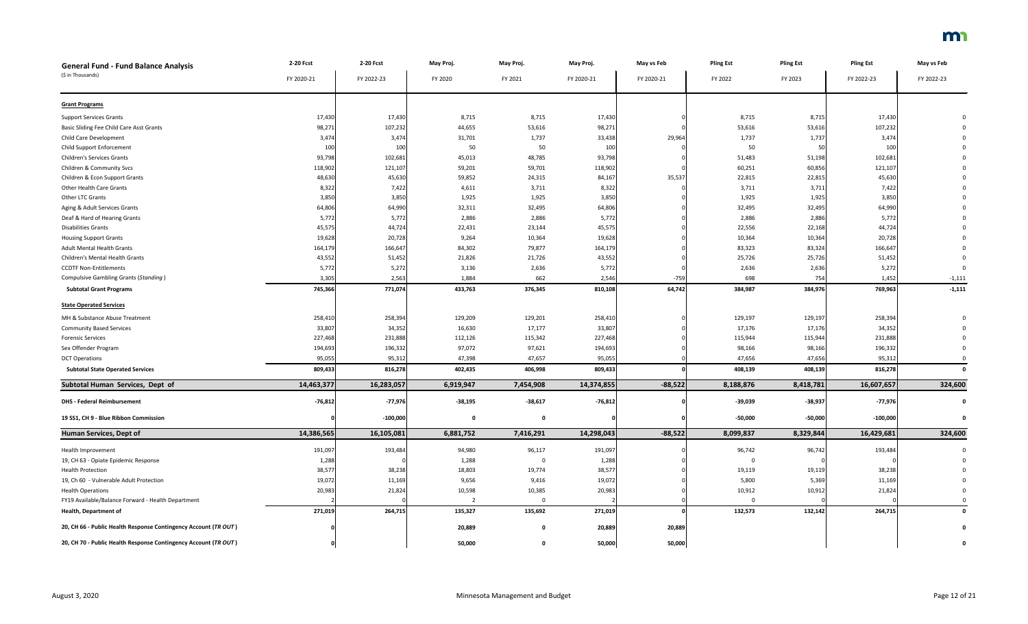| **General Fund - Fund Balance Analysis** (\$ in Thousands) | 2-20 Fcst FY 2020-21 | 2-20 Fcst FY 2022-23 | May Proj. FY 2020 | May Proj. FY 2021 | May Proj. FY 2020-21 | May vs Feb FY 2020-21 | Pling Est FY 2022 | Pling Est FY 2023 | Pling Est FY 2022-23 | May vs Feb FY 2022-23 |
|---|---|---|---|---|---|---|---|---|---|---|
| **Grant Programs** | | | | | | | | | | |
| Support Services Grants | 17,430 | 17,430 | 8,715 | 8,715 | 17,430 | 0 | 8,715 | 8,715 | 17,430 | 0 |
| Basic Sliding Fee Child Care Asst Grants | 98,271 | 107,232 | 44,655 | 53,616 | 98,271 | 0 | 53,616 | 53,616 | 107,232 | 0 |
| Child Care Development | 3,474 | 3,474 | 31,701 | 1,737 | 33,438 | 29,964 | 1,737 | 1,737 | 3,474 | 0 |
| Child Support Enforcement | 100 | 100 | 50 | 50 | 100 | 0 | 50 | 50 | 100 | 0 |
| Children's Services Grants | 93,798 | 102,681 | 45,013 | 48,785 | 93,798 | 0 | 51,483 | 51,198 | 102,681 | 0 |
| Children & Community Svcs | 118,902 | 121,107 | 59,201 | 59,701 | 118,902 | 0 | 60,251 | 60,856 | 121,107 | 0 |
| Children & Econ Support Grants | 48,630 | 45,630 | 59,852 | 24,315 | 84,167 | 35,537 | 22,815 | 22,815 | 45,630 | 0 |
| Other Health Care Grants | 8,322 | 7,422 | 4,611 | 3,711 | 8,322 | 0 | 3,711 | 3,711 | 7,422 | 0 |
| Other LTC Grants | 3,850 | 3,850 | 1,925 | 1,925 | 3,850 | 0 | 1,925 | 1,925 | 3,850 | 0 |
| Aging & Adult Services Grants | 64,806 | 64,990 | 32,311 | 32,495 | 64,806 | 0 | 32,495 | 32,495 | 64,990 | 0 |
| Deaf & Hard of Hearing Grants | 5,772 | 5,772 | 2,886 | 2,886 | 5,772 | 0 | 2,886 | 2,886 | 5,772 | 0 |
| Disabilities Grants | 45,575 | 44,724 | 22,431 | 23,144 | 45,575 | 0 | 22,556 | 22,168 | 44,724 | 0 |
| Housing Support Grants | 19,628 | 20,728 | 9,264 | 10,364 | 19,628 | 0 | 10,364 | 10,364 | 20,728 | 0 |
| Adult Mental Health Grants | 164,179 | 166,647 | 84,302 | 79,877 | 164,179 | 0 | 83,323 | 83,324 | 166,647 | 0 |
| Children's Mental Health Grants | 43,552 | 51,452 | 21,826 | 21,726 | 43,552 | 0 | 25,726 | 25,726 | 51,452 | 0 |
| CCDTF Non-Entitlements | 5,772 | 5,272 | 3,136 | 2,636 | 5,772 | 0 | 2,636 | 2,636 | 5,272 | 0 |
| Compulsive Gambling Grants (*Standing*) | 3,305 | 2,563 | 1,884 | 662 | 2,546 | -759 | 698 | 754 | 1,452 | -1,111 |
| **Subtotal Grant Programs** | **745,366** | **771,074** | **433,763** | **376,345** | **810,108** | **64,742** | **384,987** | **384,976** | **769,963** | **-1,111** |
| **State Operated Services** | | | | | | | | | | |
| MH & Substance Abuse Treatment | 258,410 | 258,394 | 129,209 | 129,201 | 258,410 | 0 | 129,197 | 129,197 | 258,394 | 0 |
| Community Based Services | 33,807 | 34,352 | 16,630 | 17,177 | 33,807 | 0 | 17,176 | 17,176 | 34,352 | 0 |
| Forensic Services | 227,468 | 231,888 | 112,126 | 115,342 | 227,468 | 0 | 115,944 | 115,944 | 231,888 | 0 |
| Sex Offender Program | 194,693 | 196,332 | 97,072 | 97,621 | 194,693 | 0 | 98,166 | 98,166 | 196,332 | 0 |
| DCT Operations | 95,055 | 95,312 | 47,398 | 47,657 | 95,055 | 0 | 47,656 | 47,656 | 95,312 | 0 |
| **Subtotal State Operated Services** | **809,433** | **816,278** | **402,435** | **406,998** | **809,433** | **0** | **408,139** | **408,139** | **816,278** | **0** |
| **Subtotal Human Services, Dept of** | **14,463,377** | **16,283,057** | **6,919,947** | **7,454,908** | **14,374,855** | **-88,522** | **8,188,876** | **8,418,781** | **16,607,657** | **324,600** |
| **DHS - Federal Reimbursement** | **-76,812** | **-77,976** | **-38,195** | **-38,617** | **-76,812** | **0** | **-39,039** | **-38,937** | **-77,976** | **0** |
| **19 SS1, CH 9 - Blue Ribbon Commission** | **0** | **-100,000** | **0** | **0** | **0** | **0** | **-50,000** | **-50,000** | **-100,000** | **0** |
| **Human Services, Dept of** | **14,386,565** | **16,105,081** | **6,881,752** | **7,416,291** | **14,298,043** | **-88,522** | **8,099,837** | **8,329,844** | **16,429,681** | **324,600** |
| Health Improvement | 191,097 | 193,484 | 94,980 | 96,117 | 191,097 | 0 | 96,742 | 96,742 | 193,484 | 0 |
| 19, CH 63 - Opiate Epidemic Response | 1,288 | 0 | 1,288 | 0 | 1,288 | 0 | 0 | 0 | 0 | 0 |
| Health Protection | 38,577 | 38,238 | 18,803 | 19,774 | 38,577 | 0 | 19,119 | 19,119 | 38,238 | 0 |
| 19, Ch 60 - Vulnerable Adult Protection | 19,072 | 11,169 | 9,656 | 9,416 | 19,072 | 0 | 5,800 | 5,369 | 11,169 | 0 |
| Health Operations | 20,983 | 21,824 | 10,598 | 10,385 | 20,983 | 0 | 10,912 | 10,912 | 21,824 | 0 |
| FY19 Available/Balance Forward - Health Department | 2 | 0 | 2 | 0 | 2 | 0 | 0 | 0 | 0 | 0 |
| **Health, Department of** | **271,019** | **264,715** | **135,327** | **135,692** | **271,019** | **0** | **132,573** | **132,142** | **264,715** | **0** |
| **20, CH 66 - Public Health Response Contingency Account (*TR OUT*)** | **0** | | **20,889** | **0** | **20,889** | **20,889** | | | | **0** |
| **20, CH 70 - Public Health Response Contingency Account (*TR OUT*)** | **0** | | **50,000** | **0** | **50,000** | **50,000** | | | | **0** |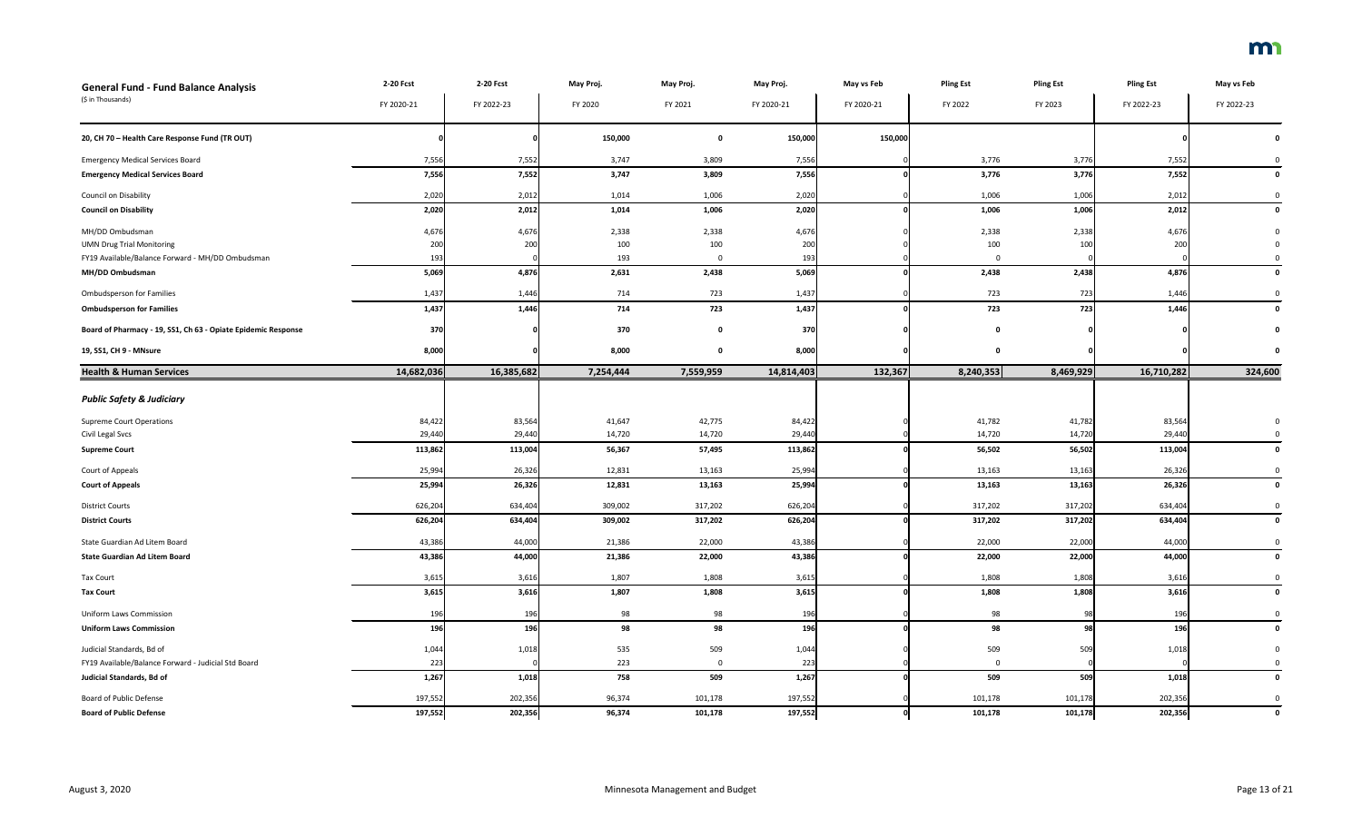| General Fund - Fund Balance Analysis ($ in Thousands) | 2-20 Fcst FY 2020-21 | 2-20 Fcst FY 2022-23 | May Proj. FY 2020 | May Proj. FY 2021 | May Proj. FY 2020-21 | May vs Feb FY 2020-21 | Pling Est FY 2022 | Pling Est FY 2023 | Pling Est FY 2022-23 | May vs Feb FY 2022-23 |
|---|---|---|---|---|---|---|---|---|---|---|
| **20, CH 70 – Health Care Response Fund (TR OUT)** | **0** | **0** | **150,000** | **0** | **150,000** | **150,000** | | | **0** | **0** |
| Emergency Medical Services Board | 7,556 | 7,552 | 3,747 | 3,809 | 7,556 | 0 | 3,776 | 3,776 | 7,552 | 0 |
| **Emergency Medical Services Board** | **7,556** | **7,552** | **3,747** | **3,809** | **7,556** | **0** | **3,776** | **3,776** | **7,552** | **0** |
| Council on Disability | 2,020 | 2,012 | 1,014 | 1,006 | 2,020 | 0 | 1,006 | 1,006 | 2,012 | 0 |
| **Council on Disability** | **2,020** | **2,012** | **1,014** | **1,006** | **2,020** | **0** | **1,006** | **1,006** | **2,012** | **0** |
| MH/DD Ombudsman | 4,676 | 4,676 | 2,338 | 2,338 | 4,676 | 0 | 2,338 | 2,338 | 4,676 | 0 |
| UMN Drug Trial Monitoring | 200 | 200 | 100 | 100 | 200 | 0 | 100 | 100 | 200 | 0 |
| FY19 Available/Balance Forward - MH/DD Ombudsman | 193 | 0 | 193 | 0 | 193 | 0 | 0 | 0 | 0 | 0 |
| **MH/DD Ombudsman** | **5,069** | **4,876** | **2,631** | **2,438** | **5,069** | **0** | **2,438** | **2,438** | **4,876** | **0** |
| Ombudsperson for Families | 1,437 | 1,446 | 714 | 723 | 1,437 | 0 | 723 | 723 | 1,446 | 0 |
| **Ombudsperson for Families** | **1,437** | **1,446** | **714** | **723** | **1,437** | **0** | **723** | **723** | **1,446** | **0** |
| **Board of Pharmacy - 19, SS1, Ch 63 - Opiate Epidemic Response** | **370** | **0** | **370** | **0** | **370** | **0** | **0** | **0** | **0** | **0** |
| **19, SS1, CH 9 - MNsure** | **8,000** | **0** | **8,000** | **0** | **8,000** | **0** | **0** | **0** | **0** | **0** |
| **Health & Human Services** | **14,682,036** | **16,385,682** | **7,254,444** | **7,559,959** | **14,814,403** | **132,367** | **8,240,353** | **8,469,929** | **16,710,282** | **324,600** |
| ***Public Safety & Judiciary*** | | | | | | | | | | |
| Supreme Court Operations | 84,422 | 83,564 | 41,647 | 42,775 | 84,422 | 0 | 41,782 | 41,782 | 83,564 | 0 |
| Civil Legal Svcs | 29,440 | 29,440 | 14,720 | 14,720 | 29,440 | 0 | 14,720 | 14,720 | 29,440 | 0 |
| **Supreme Court** | **113,862** | **113,004** | **56,367** | **57,495** | **113,862** | **0** | **56,502** | **56,502** | **113,004** | **0** |
| Court of Appeals | 25,994 | 26,326 | 12,831 | 13,163 | 25,994 | 0 | 13,163 | 13,163 | 26,326 | 0 |
| **Court of Appeals** | **25,994** | **26,326** | **12,831** | **13,163** | **25,994** | **0** | **13,163** | **13,163** | **26,326** | **0** |
| District Courts | 626,204 | 634,404 | 309,002 | 317,202 | 626,204 | 0 | 317,202 | 317,202 | 634,404 | 0 |
| **District Courts** | **626,204** | **634,404** | **309,002** | **317,202** | **626,204** | **0** | **317,202** | **317,202** | **634,404** | **0** |
| State Guardian Ad Litem Board | 43,386 | 44,000 | 21,386 | 22,000 | 43,386 | 0 | 22,000 | 22,000 | 44,000 | 0 |
| **State Guardian Ad Litem Board** | **43,386** | **44,000** | **21,386** | **22,000** | **43,386** | **0** | **22,000** | **22,000** | **44,000** | **0** |
| Tax Court | 3,615 | 3,616 | 1,807 | 1,808 | 3,615 | 0 | 1,808 | 1,808 | 3,616 | 0 |
| **Tax Court** | **3,615** | **3,616** | **1,807** | **1,808** | **3,615** | **0** | **1,808** | **1,808** | **3,616** | **0** |
| Uniform Laws Commission | 196 | 196 | 98 | 98 | 196 | 0 | 98 | 98 | 196 | 0 |
| **Uniform Laws Commission** | **196** | **196** | **98** | **98** | **196** | **0** | **98** | **98** | **196** | **0** |
| Judicial Standards, Bd of | 1,044 | 1,018 | 535 | 509 | 1,044 | 0 | 509 | 509 | 1,018 | 0 |
| FY19 Available/Balance Forward - Judicial Std Board | 223 | 0 | 223 | 0 | 223 | 0 | 0 | 0 | 0 | 0 |
| **Judicial Standards, Bd of** | **1,267** | **1,018** | **758** | **509** | **1,267** | **0** | **509** | **509** | **1,018** | **0** |
| Board of Public Defense | 197,552 | 202,356 | 96,374 | 101,178 | 197,552 | 0 | 101,178 | 101,178 | 202,356 | 0 |
| **Board of Public Defense** | **197,552** | **202,356** | **96,374** | **101,178** | **197,552** | **0** | **101,178** | **101,178** | **202,356** | **0** |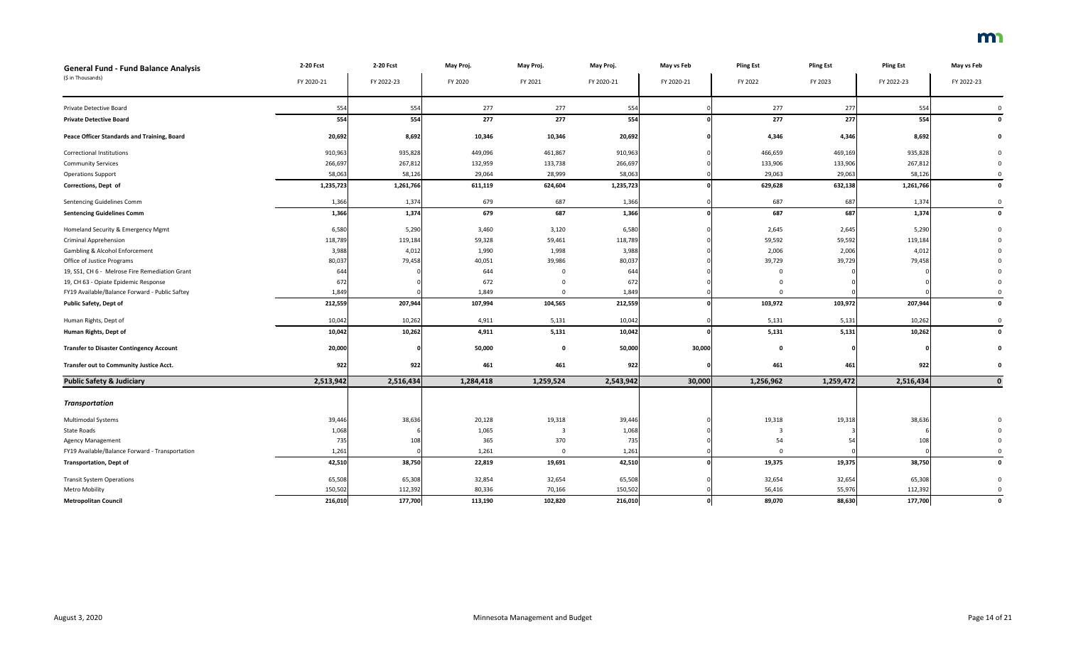| General Fund - Fund Balance Analysis<br>($ in Thousands) | 2-20 Fcst<br>FY 2020-21 | 2-20 Fcst<br>FY 2022-23 | May Proj.<br>FY 2020 | May Proj.<br>FY 2021 | May Proj.<br>FY 2020-21 | May vs Feb<br>FY 2020-21 | Pling Est<br>FY 2022 | Pling Est<br>FY 2023 | Pling Est<br>FY 2022-23 | May vs Feb<br>FY 2022-23 |
|---|---|---|---|---|---|---|---|---|---|---|
| Private Detective Board | 554 | 554 | 277 | 277 | 554 | 0 | 277 | 277 | 554 | 0 |
| **Private Detective Board** | **554** | **554** | **277** | **277** | **554** | **0** | **277** | **277** | **554** | **0** |
| **Peace Officer Standards and Training, Board** | **20,692** | **8,692** | **10,346** | **10,346** | **20,692** | **0** | **4,346** | **4,346** | **8,692** | **0** |
| Correctional Institutions | 910,963 | 935,828 | 449,096 | 461,867 | 910,963 | 0 | 466,659 | 469,169 | 935,828 | 0 |
| Community Services | 266,697 | 267,812 | 132,959 | 133,738 | 266,697 | 0 | 133,906 | 133,906 | 267,812 | 0 |
| Operations Support | 58,063 | 58,126 | 29,064 | 28,999 | 58,063 | 0 | 29,063 | 29,063 | 58,126 | 0 |
| **Corrections, Dept of** | **1,235,723** | **1,261,766** | **611,119** | **624,604** | **1,235,723** | **0** | **629,628** | **632,138** | **1,261,766** | **0** |
| Sentencing Guidelines Comm | 1,366 | 1,374 | 679 | 687 | 1,366 | 0 | 687 | 687 | 1,374 | 0 |
| **Sentencing Guidelines Comm** | **1,366** | **1,374** | **679** | **687** | **1,366** | **0** | **687** | **687** | **1,374** | **0** |
| Homeland Security & Emergency Mgmt | 6,580 | 5,290 | 3,460 | 3,120 | 6,580 | 0 | 2,645 | 2,645 | 5,290 | 0 |
| Criminal Apprehension | 118,789 | 119,184 | 59,328 | 59,461 | 118,789 | 0 | 59,592 | 59,592 | 119,184 | 0 |
| Gambling & Alcohol Enforcement | 3,988 | 4,012 | 1,990 | 1,998 | 3,988 | 0 | 2,006 | 2,006 | 4,012 | 0 |
| Office of Justice Programs | 80,037 | 79,458 | 40,051 | 39,986 | 80,037 | 0 | 39,729 | 39,729 | 79,458 | 0 |
| 19, SS1, CH 6 - Melrose Fire Remediation Grant | 644 | 0 | 644 | 0 | 644 | 0 | 0 | 0 | 0 | 0 |
| 19, CH 63 - Opiate Epidemic Response | 672 | 0 | 672 | 0 | 672 | 0 | 0 | 0 | 0 | 0 |
| FY19 Available/Balance Forward - Public Saftey | 1,849 | 0 | 1,849 | 0 | 1,849 | 0 | 0 | 0 | 0 | 0 |
| **Public Safety, Dept of** | **212,559** | **207,944** | **107,994** | **104,565** | **212,559** | **0** | **103,972** | **103,972** | **207,944** | **0** |
| Human Rights, Dept of | 10,042 | 10,262 | 4,911 | 5,131 | 10,042 | 0 | 5,131 | 5,131 | 10,262 | 0 |
| **Human Rights, Dept of** | **10,042** | **10,262** | **4,911** | **5,131** | **10,042** | **0** | **5,131** | **5,131** | **10,262** | **0** |
| **Transfer to Disaster Contingency Account** | **20,000** | **0** | **50,000** | **0** | **50,000** | **30,000** | **0** | **0** | **0** | **0** |
| **Transfer out to Community Justice Acct.** | **922** | **922** | **461** | **461** | **922** | **0** | **461** | **461** | **922** | **0** |
| **Public Safety & Judiciary** | **2,513,942** | **2,516,434** | **1,284,418** | **1,259,524** | **2,543,942** | **30,000** | **1,256,962** | **1,259,472** | **2,516,434** | **0** |
| ***Transportation*** | | | | | | | | | | |
| Multimodal Systems | 39,446 | 38,636 | 20,128 | 19,318 | 39,446 | 0 | 19,318 | 19,318 | 38,636 | 0 |
| State Roads | 1,068 | 6 | 1,065 | 3 | 1,068 | 0 | 3 | 3 | 6 | 0 |
| Agency Management | 735 | 108 | 365 | 370 | 735 | 0 | 54 | 54 | 108 | 0 |
| FY19 Available/Balance Forward - Transportation | 1,261 | 0 | 1,261 | 0 | 1,261 | 0 | 0 | 0 | 0 | 0 |
| **Transportation, Dept of** | **42,510** | **38,750** | **22,819** | **19,691** | **42,510** | **0** | **19,375** | **19,375** | **38,750** | **0** |
| Transit System Operations | 65,508 | 65,308 | 32,854 | 32,654 | 65,508 | 0 | 32,654 | 32,654 | 65,308 | 0 |
| Metro Mobility | 150,502 | 112,392 | 80,336 | 70,166 | 150,502 | 0 | 56,416 | 55,976 | 112,392 | 0 |
| **Metropolitan Council** | **216,010** | **177,700** | **113,190** | **102,820** | **216,010** | **0** | **89,070** | **88,630** | **177,700** | **0** |

August 3, 2020 — Minnesota Management and Budget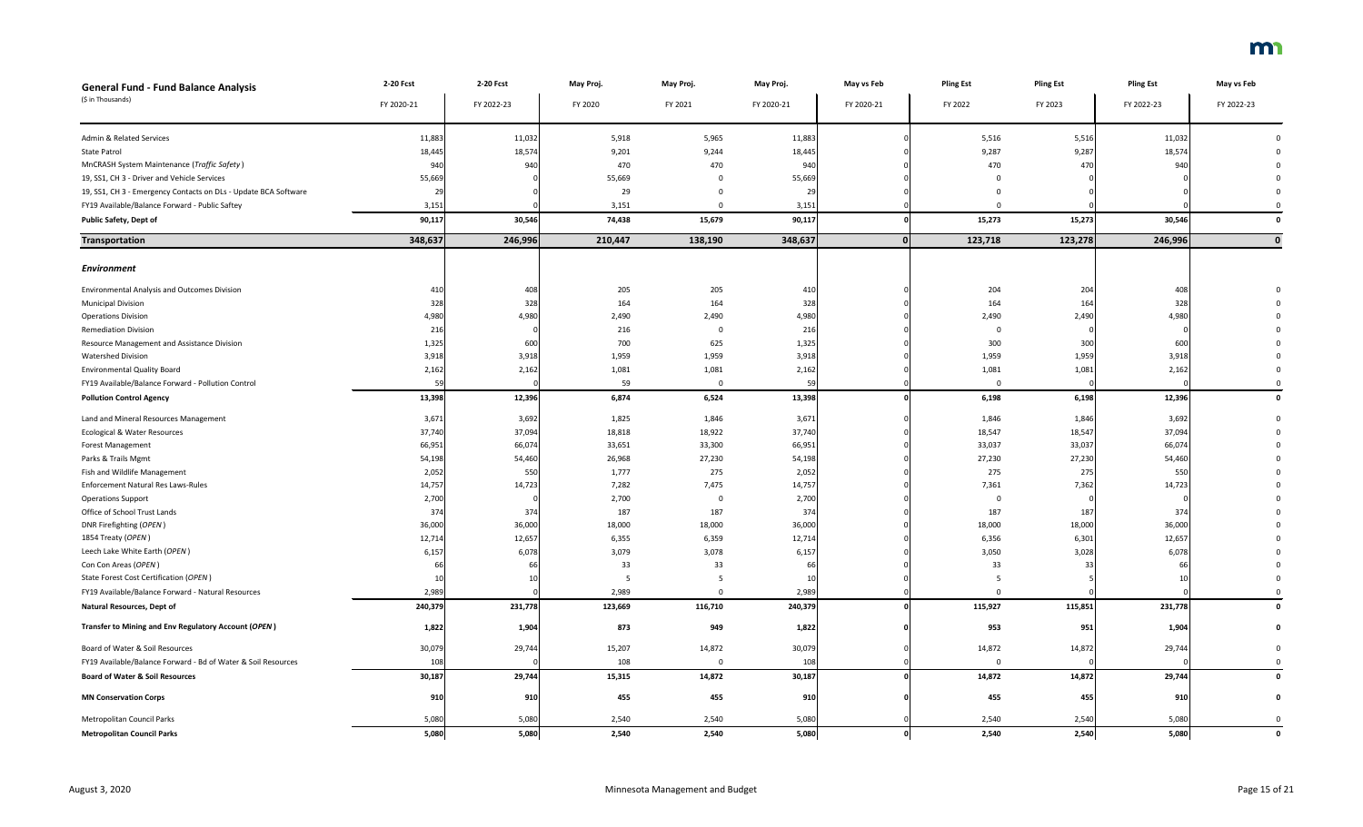| General Fund - Fund Balance Analysis<br>($ in Thousands) | 2-20 Fcst<br>FY 2020-21 | 2-20 Fcst<br>FY 2022-23 | May Proj.<br>FY 2020 | May Proj.<br>FY 2021 | May Proj.<br>FY 2020-21 | May vs Feb<br>FY 2020-21 | Pling Est<br>FY 2022 | Pling Est<br>FY 2023 | Pling Est<br>FY 2022-23 | May vs Feb<br>FY 2022-23 |
|---|---|---|---|---|---|---|---|---|---|---|
| Admin & Related Services | 11,883 | 11,032 | 5,918 | 5,965 | 11,883 | 0 | 5,516 | 5,516 | 11,032 | 0 |
| State Patrol | 18,445 | 18,574 | 9,201 | 9,244 | 18,445 | 0 | 9,287 | 9,287 | 18,574 | 0 |
| MnCRASH System Maintenance (*Traffic Safety*) | 940 | 940 | 470 | 470 | 940 | 0 | 470 | 470 | 940 | 0 |
| 19, SS1, CH 3 - Driver and Vehicle Services | 55,669 | 0 | 55,669 | 0 | 55,669 | 0 | 0 | 0 | 0 | 0 |
| 19, SS1, CH 3 - Emergency Contacts on DLs - Update BCA Software | 29 | 0 | 29 | 0 | 29 | 0 | 0 | 0 | 0 | 0 |
| FY19 Available/Balance Forward - Public Saftey | 3,151 | 0 | 3,151 | 0 | 3,151 | 0 | 0 | 0 | 0 | 0 |
| **Public Safety, Dept of** | **90,117** | **30,546** | **74,438** | **15,679** | **90,117** | **0** | **15,273** | **15,273** | **30,546** | **0** |
| **Transportation** | **348,637** | **246,996** | **210,447** | **138,190** | **348,637** | **0** | **123,718** | **123,278** | **246,996** | **0** |
| ***Environment*** | | | | | | | | | | |
| Environmental Analysis and Outcomes Division | 410 | 408 | 205 | 205 | 410 | 0 | 204 | 204 | 408 | 0 |
| Municipal Division | 328 | 328 | 164 | 164 | 328 | 0 | 164 | 164 | 328 | 0 |
| Operations Division | 4,980 | 4,980 | 2,490 | 2,490 | 4,980 | 0 | 2,490 | 2,490 | 4,980 | 0 |
| Remediation Division | 216 | 0 | 216 | 0 | 216 | 0 | 0 | 0 | 0 | 0 |
| Resource Management and Assistance Division | 1,325 | 600 | 700 | 625 | 1,325 | 0 | 300 | 300 | 600 | 0 |
| Watershed Division | 3,918 | 3,918 | 1,959 | 1,959 | 3,918 | 0 | 1,959 | 1,959 | 3,918 | 0 |
| Environmental Quality Board | 2,162 | 2,162 | 1,081 | 1,081 | 2,162 | 0 | 1,081 | 1,081 | 2,162 | 0 |
| FY19 Available/Balance Forward - Pollution Control | 59 | 0 | 59 | 0 | 59 | 0 | 0 | 0 | 0 | 0 |
| **Pollution Control Agency** | **13,398** | **12,396** | **6,874** | **6,524** | **13,398** | **0** | **6,198** | **6,198** | **12,396** | **0** |
| Land and Mineral Resources Management | 3,671 | 3,692 | 1,825 | 1,846 | 3,671 | 0 | 1,846 | 1,846 | 3,692 | 0 |
| Ecological & Water Resources | 37,740 | 37,094 | 18,818 | 18,922 | 37,740 | 0 | 18,547 | 18,547 | 37,094 | 0 |
| Forest Management | 66,951 | 66,074 | 33,651 | 33,300 | 66,951 | 0 | 33,037 | 33,037 | 66,074 | 0 |
| Parks & Trails Mgmt | 54,198 | 54,460 | 26,968 | 27,230 | 54,198 | 0 | 27,230 | 27,230 | 54,460 | 0 |
| Fish and Wildlife Management | 2,052 | 550 | 1,777 | 275 | 2,052 | 0 | 275 | 275 | 550 | 0 |
| Enforcement Natural Res Laws-Rules | 14,757 | 14,723 | 7,282 | 7,475 | 14,757 | 0 | 7,361 | 7,362 | 14,723 | 0 |
| Operations Support | 2,700 | 0 | 2,700 | 0 | 2,700 | 0 | 0 | 0 | 0 | 0 |
| Office of School Trust Lands | 374 | 374 | 187 | 187 | 374 | 0 | 187 | 187 | 374 | 0 |
| DNR Firefighting (*OPEN*) | 36,000 | 36,000 | 18,000 | 18,000 | 36,000 | 0 | 18,000 | 18,000 | 36,000 | 0 |
| 1854 Treaty (*OPEN*) | 12,714 | 12,657 | 6,355 | 6,359 | 12,714 | 0 | 6,356 | 6,301 | 12,657 | 0 |
| Leech Lake White Earth (*OPEN*) | 6,157 | 6,078 | 3,079 | 3,078 | 6,157 | 0 | 3,050 | 3,028 | 6,078 | 0 |
| Con Con Areas (*OPEN*) | 66 | 66 | 33 | 33 | 66 | 0 | 33 | 33 | 66 | 0 |
| State Forest Cost Certification (*OPEN*) | 10 | 10 | 5 | 5 | 10 | 0 | 5 | 5 | 10 | 0 |
| FY19 Available/Balance Forward - Natural Resources | 2,989 | 0 | 2,989 | 0 | 2,989 | 0 | 0 | 0 | 0 | 0 |
| **Natural Resources, Dept of** | **240,379** | **231,778** | **123,669** | **116,710** | **240,379** | **0** | **115,927** | **115,851** | **231,778** | **0** |
| **Transfer to Mining and Env Regulatory Account (*OPEN*)** | **1,822** | **1,904** | **873** | **949** | **1,822** | **0** | **953** | **951** | **1,904** | **0** |
| Board of Water & Soil Resources | 30,079 | 29,744 | 15,207 | 14,872 | 30,079 | 0 | 14,872 | 14,872 | 29,744 | 0 |
| FY19 Available/Balance Forward - Bd of Water & Soil Resources | 108 | 0 | 108 | 0 | 108 | 0 | 0 | 0 | 0 | 0 |
| **Board of Water & Soil Resources** | **30,187** | **29,744** | **15,315** | **14,872** | **30,187** | **0** | **14,872** | **14,872** | **29,744** | **0** |
| **MN Conservation Corps** | **910** | **910** | **455** | **455** | **910** | **0** | **455** | **455** | **910** | **0** |
| Metropolitan Council Parks | 5,080 | 5,080 | 2,540 | 2,540 | 5,080 | 0 | 2,540 | 2,540 | 5,080 | 0 |
| **Metropolitan Council Parks** | **5,080** | **5,080** | **2,540** | **2,540** | **5,080** | **0** | **2,540** | **2,540** | **5,080** | **0** |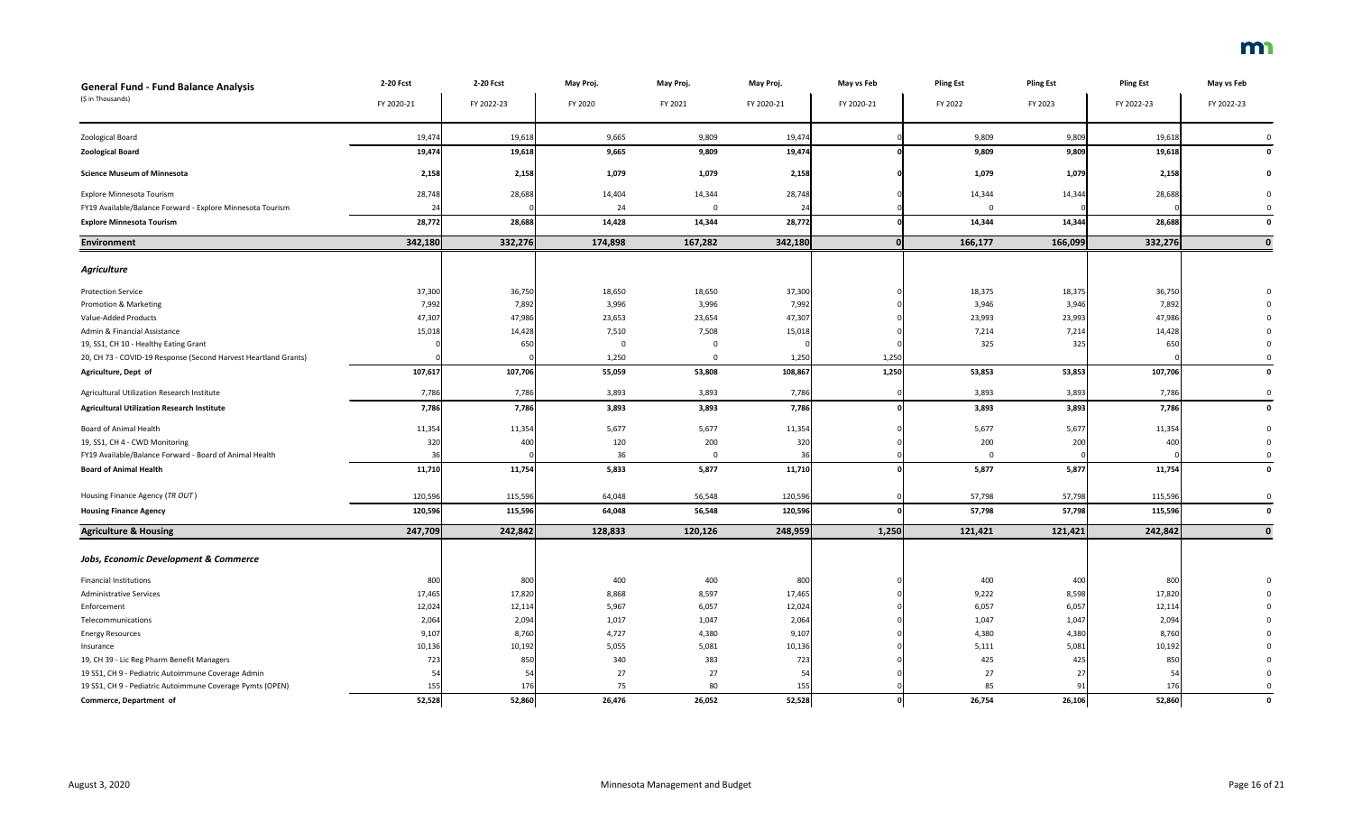| **General Fund - Fund Balance Analysis** (\$ in Thousands) | 2-20 Fcst FY 2020-21 | 2-20 Fcst FY 2022-23 | May Proj. FY 2020 | May Proj. FY 2021 | May Proj. FY 2020-21 | May vs Feb FY 2020-21 | Pling Est FY 2022 | Pling Est FY 2023 | Pling Est FY 2022-23 | May vs Feb FY 2022-23 |
|---|---|---|---|---|---|---|---|---|---|---|
| Zoological Board | 19,474 | 19,618 | 9,665 | 9,809 | 19,474 | 0 | 9,809 | 9,809 | 19,618 | 0 |
| **Zoological Board** | **19,474** | **19,618** | **9,665** | **9,809** | **19,474** | **0** | **9,809** | **9,809** | **19,618** | **0** |
| **Science Museum of Minnesota** | **2,158** | **2,158** | **1,079** | **1,079** | **2,158** | **0** | **1,079** | **1,079** | **2,158** | **0** |
| Explore Minnesota Tourism | 28,748 | 28,688 | 14,404 | 14,344 | 28,748 | 0 | 14,344 | 14,344 | 28,688 | 0 |
| FY19 Available/Balance Forward - Explore Minnesota Tourism | 24 | 0 | 24 | 0 | 24 | 0 | 0 | 0 | 0 | 0 |
| **Explore Minnesota Tourism** | **28,772** | **28,688** | **14,428** | **14,344** | **28,772** | **0** | **14,344** | **14,344** | **28,688** | **0** |
| **Environment** | **342,180** | **332,276** | **174,898** | **167,282** | **342,180** | **0** | **166,177** | **166,099** | **332,276** | **0** |
| ***Agriculture*** | | | | | | | | | | |
| Protection Service | 37,300 | 36,750 | 18,650 | 18,650 | 37,300 | 0 | 18,375 | 18,375 | 36,750 | 0 |
| Promotion & Marketing | 7,992 | 7,892 | 3,996 | 3,996 | 7,992 | 0 | 3,946 | 3,946 | 7,892 | 0 |
| Value-Added Products | 47,307 | 47,986 | 23,653 | 23,654 | 47,307 | 0 | 23,993 | 23,993 | 47,986 | 0 |
| Admin & Financial Assistance | 15,018 | 14,428 | 7,510 | 7,508 | 15,018 | 0 | 7,214 | 7,214 | 14,428 | 0 |
| 19, SS1, CH 10 - Healthy Eating Grant | 0 | 650 | 0 | 0 | 0 | 0 | 325 | 325 | 650 | 0 |
| 20, CH 73 - COVID-19 Response (Second Harvest Heartland Grants) | 0 | 0 | 1,250 | 0 | 1,250 | 1,250 | | | 0 | 0 |
| **Agriculture, Dept of** | **107,617** | **107,706** | **55,059** | **53,808** | **108,867** | **1,250** | **53,853** | **53,853** | **107,706** | **0** |
| Agricultural Utilization Research Institute | 7,786 | 7,786 | 3,893 | 3,893 | 7,786 | 0 | 3,893 | 3,893 | 7,786 | 0 |
| **Agricultural Utilization Research Institute** | **7,786** | **7,786** | **3,893** | **3,893** | **7,786** | **0** | **3,893** | **3,893** | **7,786** | **0** |
| Board of Animal Health | 11,354 | 11,354 | 5,677 | 5,677 | 11,354 | 0 | 5,677 | 5,677 | 11,354 | 0 |
| 19, SS1, CH 4 - CWD Monitoring | 320 | 400 | 120 | 200 | 320 | 0 | 200 | 200 | 400 | 0 |
| FY19 Available/Balance Forward - Board of Animal Health | 36 | 0 | 36 | 0 | 36 | 0 | 0 | 0 | 0 | 0 |
| **Board of Animal Health** | **11,710** | **11,754** | **5,833** | **5,877** | **11,710** | **0** | **5,877** | **5,877** | **11,754** | **0** |
| Housing Finance Agency (*TR OUT*) | 120,596 | 115,596 | 64,048 | 56,548 | 120,596 | 0 | 57,798 | 57,798 | 115,596 | 0 |
| **Housing Finance Agency** | **120,596** | **115,596** | **64,048** | **56,548** | **120,596** | **0** | **57,798** | **57,798** | **115,596** | **0** |
| **Agriculture & Housing** | **247,709** | **242,842** | **128,833** | **120,126** | **248,959** | **1,250** | **121,421** | **121,421** | **242,842** | **0** |
| ***Jobs, Economic Development & Commerce*** | | | | | | | | | | |
| Financial Institutions | 800 | 800 | 400 | 400 | 800 | 0 | 400 | 400 | 800 | 0 |
| Administrative Services | 17,465 | 17,820 | 8,868 | 8,597 | 17,465 | 0 | 9,222 | 8,598 | 17,820 | 0 |
| Enforcement | 12,024 | 12,114 | 5,967 | 6,057 | 12,024 | 0 | 6,057 | 6,057 | 12,114 | 0 |
| Telecommunications | 2,064 | 2,094 | 1,017 | 1,047 | 2,064 | 0 | 1,047 | 1,047 | 2,094 | 0 |
| Energy Resources | 9,107 | 8,760 | 4,727 | 4,380 | 9,107 | 0 | 4,380 | 4,380 | 8,760 | 0 |
| Insurance | 10,136 | 10,192 | 5,055 | 5,081 | 10,136 | 0 | 5,111 | 5,081 | 10,192 | 0 |
| 19, CH 39 - Lic Reg Pharm Benefit Managers | 723 | 850 | 340 | 383 | 723 | 0 | 425 | 425 | 850 | 0 |
| 19 SS1, CH 9 - Pediatric Autoimmune Coverage Admin | 54 | 54 | 27 | 27 | 54 | 0 | 27 | 27 | 54 | 0 |
| 19 SS1, CH 9 - Pediatric Autoimmune Coverage Pymts (OPEN) | 155 | 176 | 75 | 80 | 155 | 0 | 85 | 91 | 176 | 0 |
| **Commerce, Department of** | **52,528** | **52,860** | **26,476** | **26,052** | **52,528** | **0** | **26,754** | **26,106** | **52,860** | **0** |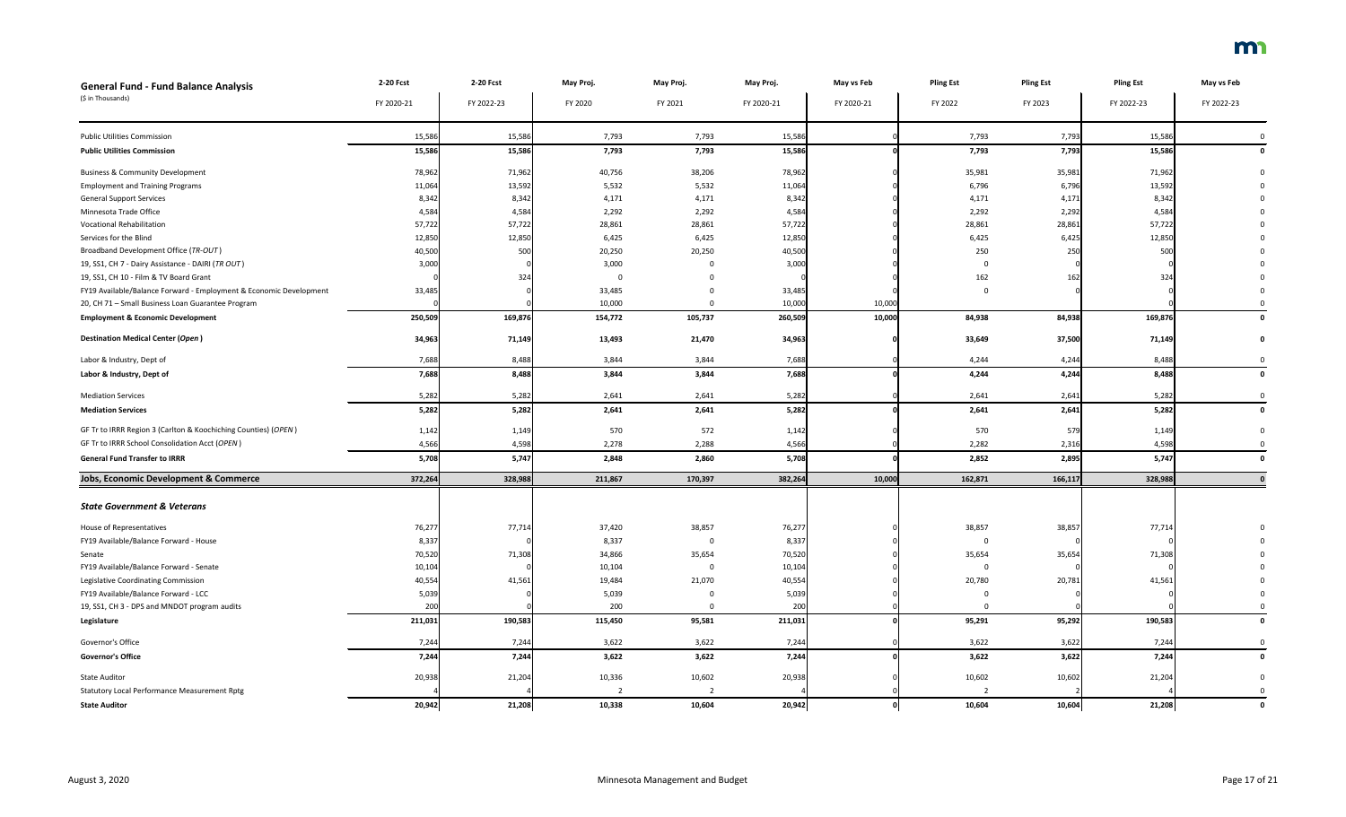| **General Fund - Fund Balance Analysis** (\$ in Thousands) | 2-20 Fcst FY 2020-21 | 2-20 Fcst FY 2022-23 | May Proj. FY 2020 | May Proj. FY 2021 | May Proj. FY 2020-21 | May vs Feb FY 2020-21 | Pling Est FY 2022 | Pling Est FY 2023 | Pling Est FY 2022-23 | May vs Feb FY 2022-23 |
|---|---|---|---|---|---|---|---|---|---|---|
| Public Utilities Commission | 15,586 | 15,586 | 7,793 | 7,793 | 15,586 | 0 | 7,793 | 7,793 | 15,586 | 0 |
| **Public Utilities Commission** | **15,586** | **15,586** | **7,793** | **7,793** | **15,586** | **0** | **7,793** | **7,793** | **15,586** | **0** |
| Business & Community Development | 78,962 | 71,962 | 40,756 | 38,206 | 78,962 | 0 | 35,981 | 35,981 | 71,962 | 0 |
| Employment and Training Programs | 11,064 | 13,592 | 5,532 | 5,532 | 11,064 | 0 | 6,796 | 6,796 | 13,592 | 0 |
| General Support Services | 8,342 | 8,342 | 4,171 | 4,171 | 8,342 | 0 | 4,171 | 4,171 | 8,342 | 0 |
| Minnesota Trade Office | 4,584 | 4,584 | 2,292 | 2,292 | 4,584 | 0 | 2,292 | 2,292 | 4,584 | 0 |
| Vocational Rehabilitation | 57,722 | 57,722 | 28,861 | 28,861 | 57,722 | 0 | 28,861 | 28,861 | 57,722 | 0 |
| Services for the Blind | 12,850 | 12,850 | 6,425 | 6,425 | 12,850 | 0 | 6,425 | 6,425 | 12,850 | 0 |
| Broadband Development Office (*TR-OUT*) | 40,500 | 500 | 20,250 | 20,250 | 40,500 | 0 | 250 | 250 | 500 | 0 |
| 19, SS1, CH 7 - Dairy Assistance - DAIRI (*TR OUT*) | 3,000 | 0 | 3,000 | 0 | 3,000 | 0 | 0 | 0 | 0 | 0 |
| 19, SS1, CH 10 - Film & TV Board Grant | 0 | 324 | 0 | 0 | 0 | 0 | 162 | 162 | 324 | 0 |
| FY19 Available/Balance Forward - Employment & Economic Development | 33,485 | 0 | 33,485 | 0 | 33,485 | 0 | 0 | 0 | 0 | 0 |
| 20, CH 71 – Small Business Loan Guarantee Program | 0 | 0 | 10,000 | 0 | 10,000 | 10,000 | | | 0 | 0 |
| **Employment & Economic Development** | **250,509** | **169,876** | **154,772** | **105,737** | **260,509** | **10,000** | **84,938** | **84,938** | **169,876** | **0** |
| **Destination Medical Center (*Open*)** | **34,963** | **71,149** | **13,493** | **21,470** | **34,963** | **0** | **33,649** | **37,500** | **71,149** | **0** |
| Labor & Industry, Dept of | 7,688 | 8,488 | 3,844 | 3,844 | 7,688 | 0 | 4,244 | 4,244 | 8,488 | 0 |
| **Labor & Industry, Dept of** | **7,688** | **8,488** | **3,844** | **3,844** | **7,688** | **0** | **4,244** | **4,244** | **8,488** | **0** |
| Mediation Services | 5,282 | 5,282 | 2,641 | 2,641 | 5,282 | 0 | 2,641 | 2,641 | 5,282 | 0 |
| **Mediation Services** | **5,282** | **5,282** | **2,641** | **2,641** | **5,282** | **0** | **2,641** | **2,641** | **5,282** | **0** |
| GF Tr to IRRR Region 3 (Carlton & Koochiching Counties) (*OPEN*) | 1,142 | 1,149 | 570 | 572 | 1,142 | 0 | 570 | 579 | 1,149 | 0 |
| GF Tr to IRRR School Consolidation Acct (*OPEN*) | 4,566 | 4,598 | 2,278 | 2,288 | 4,566 | 0 | 2,282 | 2,316 | 4,598 | 0 |
| **General Fund Transfer to IRRR** | **5,708** | **5,747** | **2,848** | **2,860** | **5,708** | **0** | **2,852** | **2,895** | **5,747** | **0** |
| **Jobs, Economic Development & Commerce** | **372,264** | **328,988** | **211,867** | **170,397** | **382,264** | **10,000** | **162,871** | **166,117** | **328,988** | **0** |
| ***State Government & Veterans*** | | | | | | | | | | |
| House of Representatives | 76,277 | 77,714 | 37,420 | 38,857 | 76,277 | 0 | 38,857 | 38,857 | 77,714 | 0 |
| FY19 Available/Balance Forward - House | 8,337 | 0 | 8,337 | 0 | 8,337 | 0 | 0 | 0 | 0 | 0 |
| Senate | 70,520 | 71,308 | 34,866 | 35,654 | 70,520 | 0 | 35,654 | 35,654 | 71,308 | 0 |
| FY19 Available/Balance Forward - Senate | 10,104 | 0 | 10,104 | 0 | 10,104 | 0 | 0 | 0 | 0 | 0 |
| Legislative Coordinating Commission | 40,554 | 41,561 | 19,484 | 21,070 | 40,554 | 0 | 20,780 | 20,781 | 41,561 | 0 |
| FY19 Available/Balance Forward - LCC | 5,039 | 0 | 5,039 | 0 | 5,039 | 0 | 0 | 0 | 0 | 0 |
| 19, SS1, CH 3 - DPS and MNDOT program audits | 200 | 0 | 200 | 0 | 200 | 0 | 0 | 0 | 0 | 0 |
| **Legislature** | **211,031** | **190,583** | **115,450** | **95,581** | **211,031** | **0** | **95,291** | **95,292** | **190,583** | **0** |
| Governor's Office | 7,244 | 7,244 | 3,622 | 3,622 | 7,244 | 0 | 3,622 | 3,622 | 7,244 | 0 |
| **Governor's Office** | **7,244** | **7,244** | **3,622** | **3,622** | **7,244** | **0** | **3,622** | **3,622** | **7,244** | **0** |
| State Auditor | 20,938 | 21,204 | 10,336 | 10,602 | 20,938 | 0 | 10,602 | 10,602 | 21,204 | 0 |
| Statutory Local Performance Measurement Rptg | 4 | 4 | 2 | 2 | 4 | 0 | 2 | 2 | 4 | 0 |
| **State Auditor** | **20,942** | **21,208** | **10,338** | **10,604** | **20,942** | **0** | **10,604** | **10,604** | **21,208** | **0** |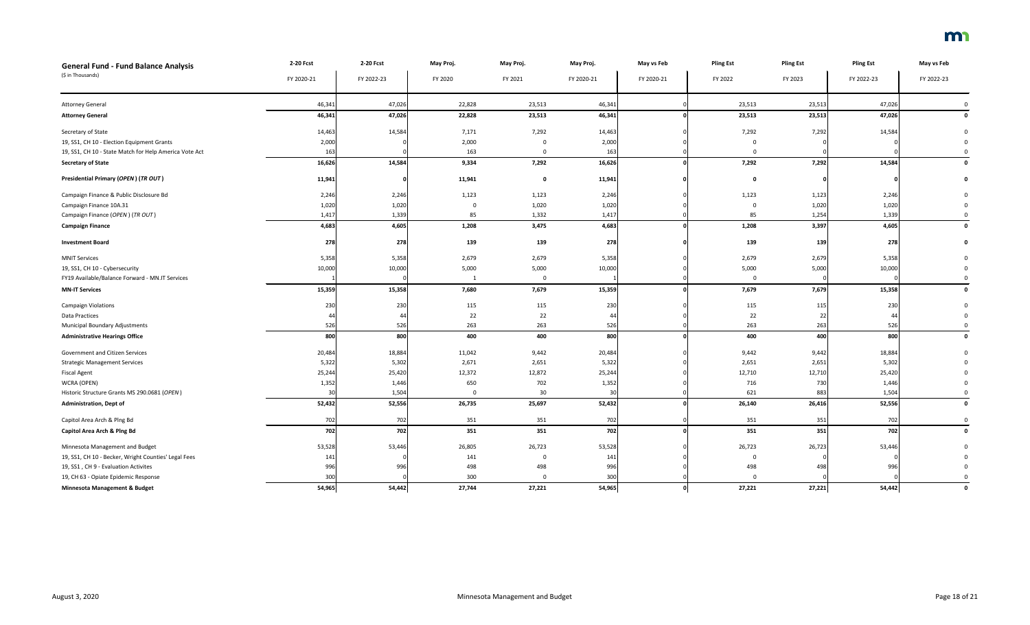## General Fund - Fund Balance Analysis

($ in Thousands)

| | 2-20 Fcst | 2-20 Fcst | May Proj. | May Proj. | May Proj. | May vs Feb | Pling Est | Pling Est | Pling Est | May vs Feb |
|---|---|---|---|---|---|---|---|---|---|---|
| | FY 2020-21 | FY 2022-23 | FY 2020 | FY 2021 | FY 2020-21 | FY 2020-21 | FY 2022 | FY 2023 | FY 2022-23 | FY 2022-23 |
| Attorney General | 46,341 | 47,026 | 22,828 | 23,513 | 46,341 | 0 | 23,513 | 23,513 | 47,026 | 0 |
| **Attorney General** | **46,341** | **47,026** | **22,828** | **23,513** | **46,341** | **0** | **23,513** | **23,513** | **47,026** | **0** |
| Secretary of State | 14,463 | 14,584 | 7,171 | 7,292 | 14,463 | 0 | 7,292 | 7,292 | 14,584 | 0 |
| 19, SS1, CH 10 - Election Equipment Grants | 2,000 | 0 | 2,000 | 0 | 2,000 | 0 | 0 | 0 | 0 | 0 |
| 19, SS1, CH 10 - State Match for Help America Vote Act | 163 | 0 | 163 | 0 | 163 | 0 | 0 | 0 | 0 | 0 |
| **Secretary of State** | **16,626** | **14,584** | **9,334** | **7,292** | **16,626** | **0** | **7,292** | **7,292** | **14,584** | **0** |
| **Presidential Primary (*OPEN*) (*TR OUT*)** | **11,941** | **0** | **11,941** | **0** | **11,941** | **0** | **0** | **0** | **0** | **0** |
| Campaign Finance & Public Disclosure Bd | 2,246 | 2,246 | 1,123 | 1,123 | 2,246 | 0 | 1,123 | 1,123 | 2,246 | 0 |
| Campaign Finance 10A.31 | 1,020 | 1,020 | 0 | 1,020 | 1,020 | 0 | 0 | 1,020 | 1,020 | 0 |
| Campaign Finance (*OPEN*) (*TR OUT*) | 1,417 | 1,339 | 85 | 1,332 | 1,417 | 0 | 85 | 1,254 | 1,339 | 0 |
| **Campaign Finance** | **4,683** | **4,605** | **1,208** | **3,475** | **4,683** | **0** | **1,208** | **3,397** | **4,605** | **0** |
| **Investment Board** | **278** | **278** | **139** | **139** | **278** | **0** | **139** | **139** | **278** | **0** |
| MNIT Services | 5,358 | 5,358 | 2,679 | 2,679 | 5,358 | 0 | 2,679 | 2,679 | 5,358 | 0 |
| 19, SS1, CH 10 - Cybersecurity | 10,000 | 10,000 | 5,000 | 5,000 | 10,000 | 0 | 5,000 | 5,000 | 10,000 | 0 |
| FY19 Available/Balance Forward - MN.IT Services | 1 | 0 | 1 | 0 | 1 | 0 | 0 | 0 | 0 | 0 |
| **MN-IT Services** | **15,359** | **15,358** | **7,680** | **7,679** | **15,359** | **0** | **7,679** | **7,679** | **15,358** | **0** |
| Campaign Violations | 230 | 230 | 115 | 115 | 230 | 0 | 115 | 115 | 230 | 0 |
| Data Practices | 44 | 44 | 22 | 22 | 44 | 0 | 22 | 22 | 44 | 0 |
| Municipal Boundary Adjustments | 526 | 526 | 263 | 263 | 526 | 0 | 263 | 263 | 526 | 0 |
| **Administrative Hearings Office** | **800** | **800** | **400** | **400** | **800** | **0** | **400** | **400** | **800** | **0** |
| Government and Citizen Services | 20,484 | 18,884 | 11,042 | 9,442 | 20,484 | 0 | 9,442 | 9,442 | 18,884 | 0 |
| Strategic Management Services | 5,322 | 5,302 | 2,671 | 2,651 | 5,322 | 0 | 2,651 | 2,651 | 5,302 | 0 |
| Fiscal Agent | 25,244 | 25,420 | 12,372 | 12,872 | 25,244 | 0 | 12,710 | 12,710 | 25,420 | 0 |
| WCRA (OPEN) | 1,352 | 1,446 | 650 | 702 | 1,352 | 0 | 716 | 730 | 1,446 | 0 |
| Historic Structure Grants MS 290.0681 (*OPEN*) | 30 | 1,504 | 0 | 30 | 30 | 0 | 621 | 883 | 1,504 | 0 |
| **Administration, Dept of** | **52,432** | **52,556** | **26,735** | **25,697** | **52,432** | **0** | **26,140** | **26,416** | **52,556** | **0** |
| Capitol Area Arch & Plng Bd | 702 | 702 | 351 | 351 | 702 | 0 | 351 | 351 | 702 | 0 |
| **Capitol Area Arch & Plng Bd** | **702** | **702** | **351** | **351** | **702** | **0** | **351** | **351** | **702** | **0** |
| Minnesota Management and Budget | 53,528 | 53,446 | 26,805 | 26,723 | 53,528 | 0 | 26,723 | 26,723 | 53,446 | 0 |
| 19, SS1, CH 10 - Becker, Wright Counties' Legal Fees | 141 | 0 | 141 | 0 | 141 | 0 | 0 | 0 | 0 | 0 |
| 19, SS1 , CH 9 - Evaluation Activites | 996 | 996 | 498 | 498 | 996 | 0 | 498 | 498 | 996 | 0 |
| 19, CH 63 - Opiate Epidemic Response | 300 | 0 | 300 | 0 | 300 | 0 | 0 | 0 | 0 | 0 |
| **Minnesota Management & Budget** | **54,965** | **54,442** | **27,744** | **27,221** | **54,965** | **0** | **27,221** | **27,221** | **54,442** | **0** |

August 3, 2020 — Minnesota Management and Budget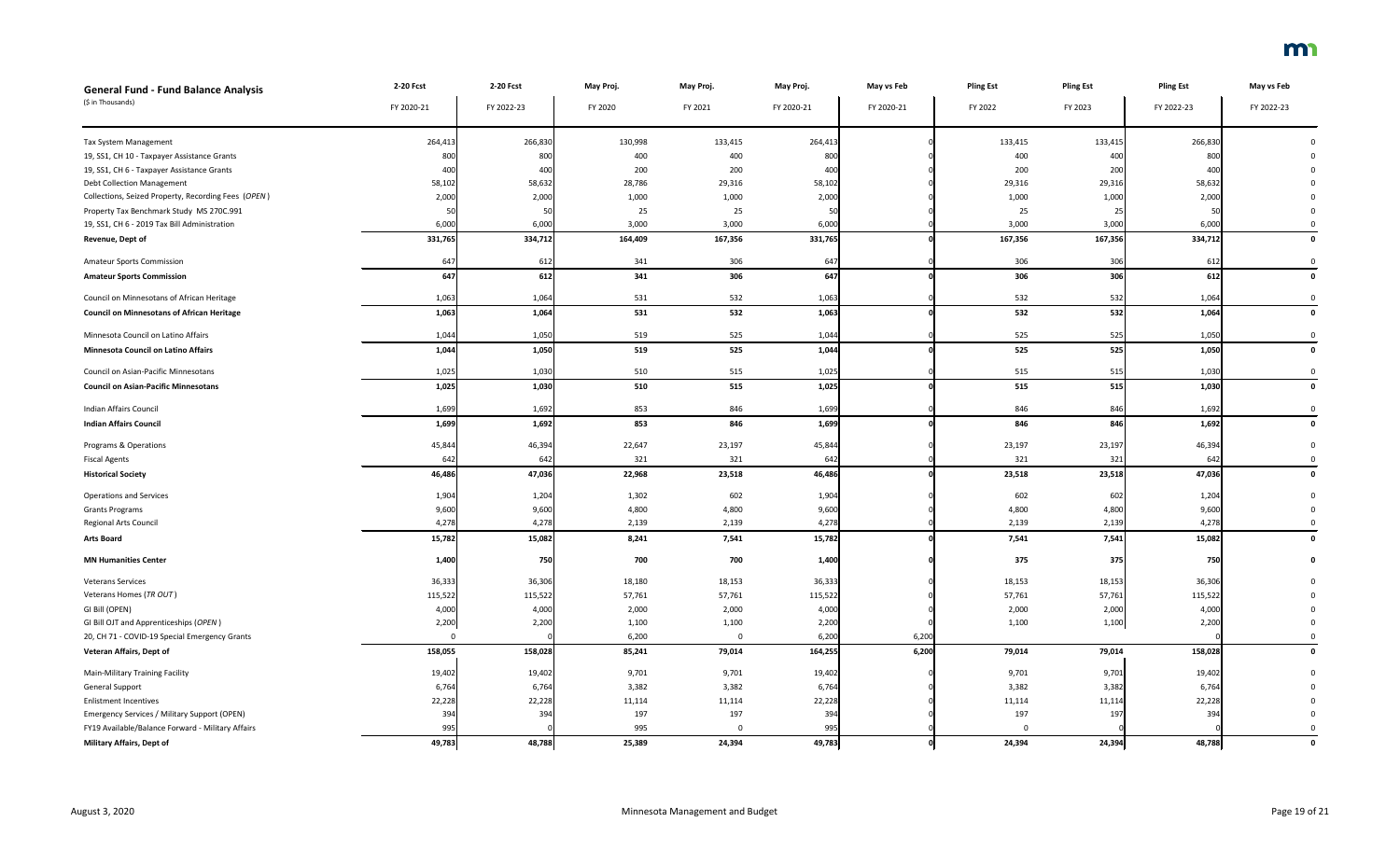| General Fund - Fund Balance Analysis | 2-20 Fcst | 2-20 Fcst | May Proj. | May Proj. | May Proj. | May vs Feb | Pling Est | Pling Est | Pling Est | May vs Feb |
|---|---|---|---|---|---|---|---|---|---|---|
| ($ in Thousands) | FY 2020-21 | FY 2022-23 | FY 2020 | FY 2021 | FY 2020-21 | FY 2020-21 | FY 2022 | FY 2023 | FY 2022-23 | FY 2022-23 |
| Tax System Management | 264,413 | 266,830 | 130,998 | 133,415 | 264,413 | 0 | 133,415 | 133,415 | 266,830 | 0 |
| 19, SS1, CH 10 - Taxpayer Assistance Grants | 800 | 800 | 400 | 400 | 800 | 0 | 400 | 400 | 800 | 0 |
| 19, SS1, CH 6 - Taxpayer Assistance Grants | 400 | 400 | 200 | 200 | 400 | 0 | 200 | 200 | 400 | 0 |
| Debt Collection Management | 58,102 | 58,632 | 28,786 | 29,316 | 58,102 | 0 | 29,316 | 29,316 | 58,632 | 0 |
| Collections, Seized Property, Recording Fees (*OPEN*) | 2,000 | 2,000 | 1,000 | 1,000 | 2,000 | 0 | 1,000 | 1,000 | 2,000 | 0 |
| Property Tax Benchmark Study MS 270C.991 | 50 | 50 | 25 | 25 | 50 | 0 | 25 | 25 | 50 | 0 |
| 19, SS1, CH 6 - 2019 Tax Bill Administration | 6,000 | 6,000 | 3,000 | 3,000 | 6,000 | 0 | 3,000 | 3,000 | 6,000 | 0 |
| **Revenue, Dept of** | **331,765** | **334,712** | **164,409** | **167,356** | **331,765** | **0** | **167,356** | **167,356** | **334,712** | **0** |
| Amateur Sports Commission | 647 | 612 | 341 | 306 | 647 | 0 | 306 | 306 | 612 | 0 |
| **Amateur Sports Commission** | **647** | **612** | **341** | **306** | **647** | **0** | **306** | **306** | **612** | **0** |
| Council on Minnesotans of African Heritage | 1,063 | 1,064 | 531 | 532 | 1,063 | 0 | 532 | 532 | 1,064 | 0 |
| **Council on Minnesotans of African Heritage** | **1,063** | **1,064** | **531** | **532** | **1,063** | **0** | **532** | **532** | **1,064** | **0** |
| Minnesota Council on Latino Affairs | 1,044 | 1,050 | 519 | 525 | 1,044 | 0 | 525 | 525 | 1,050 | 0 |
| **Minnesota Council on Latino Affairs** | **1,044** | **1,050** | **519** | **525** | **1,044** | **0** | **525** | **525** | **1,050** | **0** |
| Council on Asian-Pacific Minnesotans | 1,025 | 1,030 | 510 | 515 | 1,025 | 0 | 515 | 515 | 1,030 | 0 |
| **Council on Asian-Pacific Minnesotans** | **1,025** | **1,030** | **510** | **515** | **1,025** | **0** | **515** | **515** | **1,030** | **0** |
| Indian Affairs Council | 1,699 | 1,692 | 853 | 846 | 1,699 | 0 | 846 | 846 | 1,692 | 0 |
| **Indian Affairs Council** | **1,699** | **1,692** | **853** | **846** | **1,699** | **0** | **846** | **846** | **1,692** | **0** |
| Programs & Operations | 45,844 | 46,394 | 22,647 | 23,197 | 45,844 | 0 | 23,197 | 23,197 | 46,394 | 0 |
| Fiscal Agents | 642 | 642 | 321 | 321 | 642 | 0 | 321 | 321 | 642 | 0 |
| **Historical Society** | **46,486** | **47,036** | **22,968** | **23,518** | **46,486** | **0** | **23,518** | **23,518** | **47,036** | **0** |
| Operations and Services | 1,904 | 1,204 | 1,302 | 602 | 1,904 | 0 | 602 | 602 | 1,204 | 0 |
| Grants Programs | 9,600 | 9,600 | 4,800 | 4,800 | 9,600 | 0 | 4,800 | 4,800 | 9,600 | 0 |
| Regional Arts Council | 4,278 | 4,278 | 2,139 | 2,139 | 4,278 | 0 | 2,139 | 2,139 | 4,278 | 0 |
| **Arts Board** | **15,782** | **15,082** | **8,241** | **7,541** | **15,782** | **0** | **7,541** | **7,541** | **15,082** | **0** |
| **MN Humanities Center** | **1,400** | **750** | **700** | **700** | **1,400** | **0** | **375** | **375** | **750** | **0** |
| Veterans Services | 36,333 | 36,306 | 18,180 | 18,153 | 36,333 | 0 | 18,153 | 18,153 | 36,306 | 0 |
| Veterans Homes (*TR OUT*) | 115,522 | 115,522 | 57,761 | 57,761 | 115,522 | 0 | 57,761 | 57,761 | 115,522 | 0 |
| GI Bill (OPEN) | 4,000 | 4,000 | 2,000 | 2,000 | 4,000 | 0 | 2,000 | 2,000 | 4,000 | 0 |
| GI Bill OJT and Apprenticeships (*OPEN*) | 2,200 | 2,200 | 1,100 | 1,100 | 2,200 | 0 | 1,100 | 1,100 | 2,200 | 0 |
| 20, CH 71 - COVID-19 Special Emergency Grants | 0 | 0 | 6,200 | 0 | 6,200 | 6,200 | | | 0 | 0 |
| **Veteran Affairs, Dept of** | **158,055** | **158,028** | **85,241** | **79,014** | **164,255** | **6,200** | **79,014** | **79,014** | **158,028** | **0** |
| Main-Military Training Facility | 19,402 | 19,402 | 9,701 | 9,701 | 19,402 | 0 | 9,701 | 9,701 | 19,402 | 0 |
| General Support | 6,764 | 6,764 | 3,382 | 3,382 | 6,764 | 0 | 3,382 | 3,382 | 6,764 | 0 |
| Enlistment Incentives | 22,228 | 22,228 | 11,114 | 11,114 | 22,228 | 0 | 11,114 | 11,114 | 22,228 | 0 |
| Emergency Services / Military Support (OPEN) | 394 | 394 | 197 | 197 | 394 | 0 | 197 | 197 | 394 | 0 |
| FY19 Available/Balance Forward - Military Affairs | 995 | 0 | 995 | 0 | 995 | 0 | 0 | 0 | 0 | 0 |
| **Military Affairs, Dept of** | **49,783** | **48,788** | **25,389** | **24,394** | **49,783** | **0** | **24,394** | **24,394** | **48,788** | **0** |

August 3, 2020 — Minnesota Management and Budget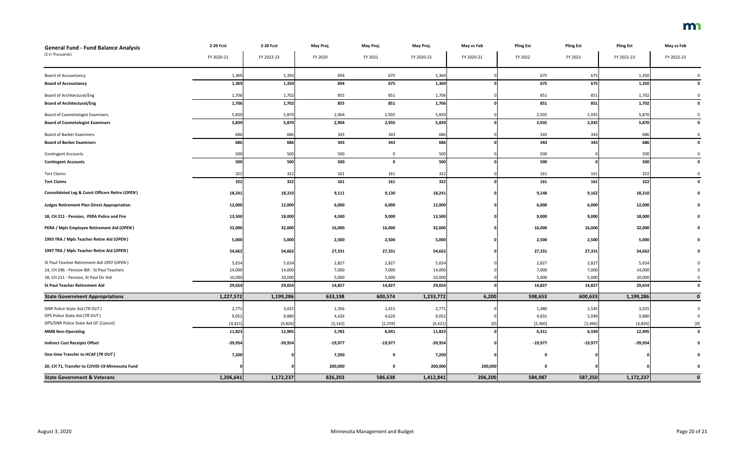| General Fund - Fund Balance Analysis<br>($ in Thousands) | 2-20 Fcst<br>FY 2020-21 | 2-20 Fcst<br>FY 2022-23 | May Proj.<br>FY 2020 | May Proj.<br>FY 2021 | May Proj.<br>FY 2020-21 | May vs Feb<br>FY 2020-21 | Pling Est<br>FY 2022 | Pling Est<br>FY 2023 | Pling Est<br>FY 2022-23 | May vs Feb<br>FY 2022-23 |
|---|---|---|---|---|---|---|---|---|---|---|
| Board of Accountancy | 1,369 | 1,350 | 694 | 675 | 1,369 | 0 | 675 | 675 | 1,350 | 0 |
| **Board of Accountancy** | **1,369** | **1,350** | **694** | **675** | **1,369** | **0** | **675** | **675** | **1,350** | **0** |
| Board of Architectural/Eng | 1,706 | 1,702 | 855 | 851 | 1,706 | 0 | 851 | 851 | 1,702 | 0 |
| **Board of Architectural/Eng** | **1,706** | **1,702** | **855** | **851** | **1,706** | **0** | **851** | **851** | **1,702** | **0** |
| Board of Cosmetologist Examiners | 5,839 | 5,870 | 2,904 | 2,935 | 5,839 | 0 | 2,935 | 2,935 | 5,870 | 0 |
| **Board of Cosmetologist Examiners** | **5,839** | **5,870** | **2,904** | **2,935** | **5,839** | **0** | **2,935** | **2,935** | **5,870** | **0** |
| Board of Barber Examiners | 686 | 686 | 343 | 343 | 686 | 0 | 343 | 343 | 686 | 0 |
| **Board of Barber Examiners** | **686** | **686** | **343** | **343** | **686** | **0** | **343** | **343** | **686** | **0** |
| Contingent Accounts | 500 | 500 | 500 | 0 | 500 | 0 | 500 | 0 | 500 | 0 |
| **Contingent Accounts** | **500** | **500** | **500** | **0** | **500** | **0** | **500** | **0** | **500** | **0** |
| Tort Claims | 322 | 322 | 161 | 161 | 322 | 0 | 161 | 161 | 322 | 0 |
| **Tort Claims** | **322** | **322** | **161** | **161** | **322** | **0** | **161** | **161** | **322** | **0** |
| **Consolidated Leg & Const Officers Retire (*OPEN*)** | **18,241** | **18,310** | **9,111** | **9,130** | **18,241** | **0** | **9,148** | **9,162** | **18,310** | **0** |
| **Judges Retirement Plan Direct Appropriation** | **12,000** | **12,000** | **6,000** | **6,000** | **12,000** | **0** | **6,000** | **6,000** | **12,000** | **0** |
| **18, CH 211 - Pension, PERA Police and Fire** | **13,500** | **18,000** | **4,500** | **9,000** | **13,500** | **0** | **9,000** | **9,000** | **18,000** | **0** |
| **PERA / Mpls Employee Retirement Aid (*OPEN*)** | **32,000** | **32,000** | **16,000** | **16,000** | **32,000** | **0** | **16,000** | **16,000** | **32,000** | **0** |
| **1993 TRA / Mpls Teacher Retire Aid (*OPEN*)** | **5,000** | **5,000** | **2,500** | **2,500** | **5,000** | **0** | **2,500** | **2,500** | **5,000** | **0** |
| **1997 TRA / Mpls Teacher Retire Aid (*OPEN*)** | **54,662** | **54,662** | **27,331** | **27,331** | **54,662** | **0** | **27,331** | **27,331** | **54,662** | **0** |
| St Paul Teacher Retirement Aid 1997 (*OPEN*) | 5,654 | 5,654 | 2,827 | 2,827 | 5,654 | 0 | 2,827 | 2,827 | 5,654 | 0 |
| 14, CH 296 - Pension Bill - St Paul Teachers | 14,000 | 14,000 | 7,000 | 7,000 | 14,000 | 0 | 7,000 | 7,000 | 14,000 | 0 |
| 18, CH 211 - Pension, St Paul Dir Aid | 10,000 | 10,000 | 5,000 | 5,000 | 10,000 | 0 | 5,000 | 5,000 | 10,000 | 0 |
| **St Paul Teacher Retirement Aid** | **29,654** | **29,654** | **14,827** | **14,827** | **29,654** | **0** | **14,827** | **14,827** | **29,654** | **0** |
| **State Government Appropriations** | **1,227,572** | **1,199,286** | **633,198** | **600,574** | **1,233,772** | **6,200** | **598,653** | **600,633** | **1,199,286** | **0** |
| DNR Police State Aid (*TR OUT*) | 2,771 | 3,025 | 1,356 | 1,415 | 2,771 | 0 | 1,480 | 1,545 | 3,025 | 0 |
| DPS Police State Aid (*TR OUT*) | 9,052 | 9,880 | 4,426 | 4,626 | 9,052 | 0 | 4,831 | 5,049 | 9,880 | 0 |
| DPS/DNR Police State Aid GF [*Cancel*] | [4,421] | [4,826] | [2,162] | [2,259] | [4,421] | [0] | [2,360] | [2,466] | [4,826] | [0] |
| **MMB Non-Operating** | **11,823** | **12,905** | **5,782** | **6,041** | **11,823** | **0** | **6,311** | **6,594** | **12,905** | **0** |
| **Indirect Cost Receipts Offset** | **-39,954** | **-39,954** | **-19,977** | **-19,977** | **-39,954** | **0** | **-19,977** | **-19,977** | **-39,954** | **0** |
| **One time Transfer to HCAF (*TR OUT*)** | **7,200** | **0** | **7,200** | **0** | **7,200** | **0** | **0** | **0** | **0** | **0** |
| **20, CH 71, Transfer to COVID-19 Minnesota Fund** | **0** | **0** | **200,000** | **0** | **200,000** | **200,000** | **0** | **0** | **0** | **0** |
| **State Government & Veterans** | **1,206,641** | **1,172,237** | **826,203** | **586,638** | **1,412,841** | **206,200** | **584,987** | **587,250** | **1,172,237** | **0** |

August 3, 2020 — Minnesota Management and Budget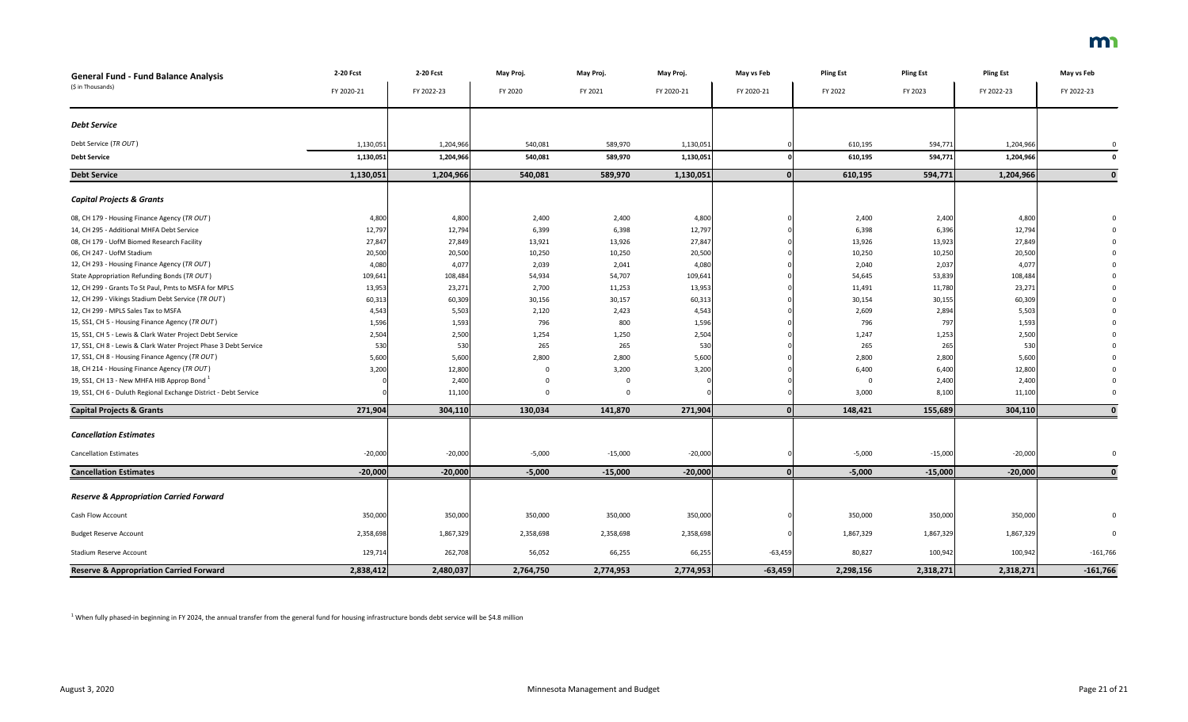| **General Fund - Fund Balance Analysis** (\$ in Thousands) | 2-20 Fcst FY 2020-21 | 2-20 Fcst FY 2022-23 | May Proj. FY 2020 | May Proj. FY 2021 | May Proj. FY 2020-21 | May vs Feb FY 2020-21 | Pling Est FY 2022 | Pling Est FY 2023 | Pling Est FY 2022-23 | May vs Feb FY 2022-23 |
|---|---|---|---|---|---|---|---|---|---|---|
| ***Debt Service*** | | | | | | | | | | |
| Debt Service (*TR OUT*) | 1,130,051 | 1,204,966 | 540,081 | 589,970 | 1,130,051 | 0 | 610,195 | 594,771 | 1,204,966 | 0 |
| **Debt Service** | **1,130,051** | **1,204,966** | **540,081** | **589,970** | **1,130,051** | **0** | **610,195** | **594,771** | **1,204,966** | **0** |
| **Debt Service** | **1,130,051** | **1,204,966** | **540,081** | **589,970** | **1,130,051** | **0** | **610,195** | **594,771** | **1,204,966** | **0** |
| ***Capital Projects & Grants*** | | | | | | | | | | |
| 08, CH 179 - Housing Finance Agency (*TR OUT*) | 4,800 | 4,800 | 2,400 | 2,400 | 4,800 | 0 | 2,400 | 2,400 | 4,800 | 0 |
| 14, CH 295 - Additional MHFA Debt Service | 12,797 | 12,794 | 6,399 | 6,398 | 12,797 | 0 | 6,398 | 6,396 | 12,794 | 0 |
| 08, CH 179 - UofM Biomed Research Facility | 27,847 | 27,849 | 13,921 | 13,926 | 27,847 | 0 | 13,926 | 13,923 | 27,849 | 0 |
| 06, CH 247 - UofM Stadium | 20,500 | 20,500 | 10,250 | 10,250 | 20,500 | 0 | 10,250 | 10,250 | 20,500 | 0 |
| 12, CH 293 - Housing Finance Agency (*TR OUT*) | 4,080 | 4,077 | 2,039 | 2,041 | 4,080 | 0 | 2,040 | 2,037 | 4,077 | 0 |
| State Appropriation Refunding Bonds (*TR OUT*) | 109,641 | 108,484 | 54,934 | 54,707 | 109,641 | 0 | 54,645 | 53,839 | 108,484 | 0 |
| 12, CH 299 - Grants To St Paul, Pmts to MSFA for MPLS | 13,953 | 23,271 | 2,700 | 11,253 | 13,953 | 0 | 11,491 | 11,780 | 23,271 | 0 |
| 12, CH 299 - Vikings Stadium Debt Service (*TR OUT*) | 60,313 | 60,309 | 30,156 | 30,157 | 60,313 | 0 | 30,154 | 30,155 | 60,309 | 0 |
| 12, CH 299 - MPLS Sales Tax to MSFA | 4,543 | 5,503 | 2,120 | 2,423 | 4,543 | 0 | 2,609 | 2,894 | 5,503 | 0 |
| 15, SS1, CH 5 - Housing Finance Agency (*TR OUT*) | 1,596 | 1,593 | 796 | 800 | 1,596 | 0 | 796 | 797 | 1,593 | 0 |
| 15, SS1, CH 5 - Lewis & Clark Water Project Debt Service | 2,504 | 2,500 | 1,254 | 1,250 | 2,504 | 0 | 1,247 | 1,253 | 2,500 | 0 |
| 17, SS1, CH 8 - Lewis & Clark Water Project Phase 3 Debt Service | 530 | 530 | 265 | 265 | 530 | 0 | 265 | 265 | 530 | 0 |
| 17, SS1, CH 8 - Housing Finance Agency (*TR OUT*) | 5,600 | 5,600 | 2,800 | 2,800 | 5,600 | 0 | 2,800 | 2,800 | 5,600 | 0 |
| 18, CH 214 - Housing Finance Agency (*TR OUT*) | 3,200 | 12,800 | 0 | 3,200 | 3,200 | 0 | 6,400 | 6,400 | 12,800 | 0 |
| 19, SS1, CH 13 - New MHFA HIB Approp Bond [1] | 0 | 2,400 | 0 | 0 | 0 | 0 | 0 | 2,400 | 2,400 | 0 |
| 19, SS1, CH 6 - Duluth Regional Exchange District - Debt Service | 0 | 11,100 | 0 | 0 | 0 | 0 | 3,000 | 8,100 | 11,100 | 0 |
| **Capital Projects & Grants** | **271,904** | **304,110** | **130,034** | **141,870** | **271,904** | **0** | **148,421** | **155,689** | **304,110** | **0** |
| ***Cancellation Estimates*** | | | | | | | | | | |
| Cancellation Estimates | -20,000 | -20,000 | -5,000 | -15,000 | -20,000 | 0 | -5,000 | -15,000 | -20,000 | 0 |
| **Cancellation Estimates** | **-20,000** | **-20,000** | **-5,000** | **-15,000** | **-20,000** | **0** | **-5,000** | **-15,000** | **-20,000** | **0** |
| ***Reserve & Appropriation Carried Forward*** | | | | | | | | | | |
| Cash Flow Account | 350,000 | 350,000 | 350,000 | 350,000 | 350,000 | 0 | 350,000 | 350,000 | 350,000 | 0 |
| Budget Reserve Account | 2,358,698 | 1,867,329 | 2,358,698 | 2,358,698 | 2,358,698 | 0 | 1,867,329 | 1,867,329 | 1,867,329 | 0 |
| Stadium Reserve Account | 129,714 | 262,708 | 56,052 | 66,255 | 66,255 | -63,459 | 80,827 | 100,942 | 100,942 | -161,766 |
| **Reserve & Appropriation Carried Forward** | **2,838,412** | **2,480,037** | **2,764,750** | **2,774,953** | **2,774,953** | **-63,459** | **2,298,156** | **2,318,271** | **2,318,271** | **-161,766** |

[1] When fully phased-in beginning in FY 2024, the annual transfer from the general fund for housing infrastructure bonds debt service will be \$4.8 million